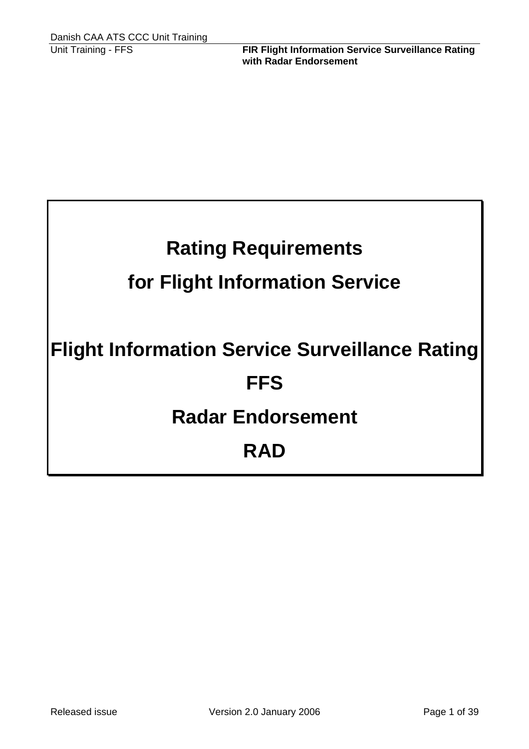# Rating Requirements for Flight Information Service

# Flight Information Service Surveillance Rating

# FFS

# Radar Endorsement

# RAD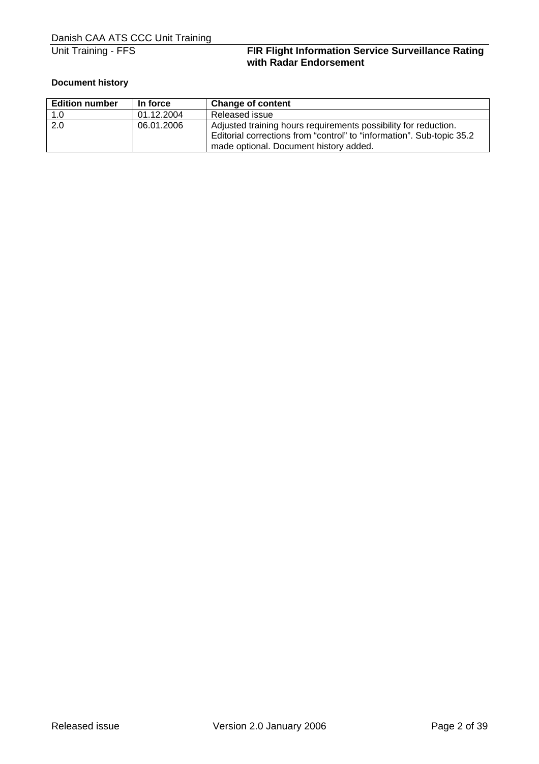**Document history**

| Edition number | In force | Change of content |
|---|---|---|
| 1.0 | 01.12.2004 | Released issue |
| 2.0 | 06.01.2006 | Adjusted training hours requirements possibility for reduction. Editorial corrections from “control” to “information”. Sub-topic 35.2 made optional. Document history added. |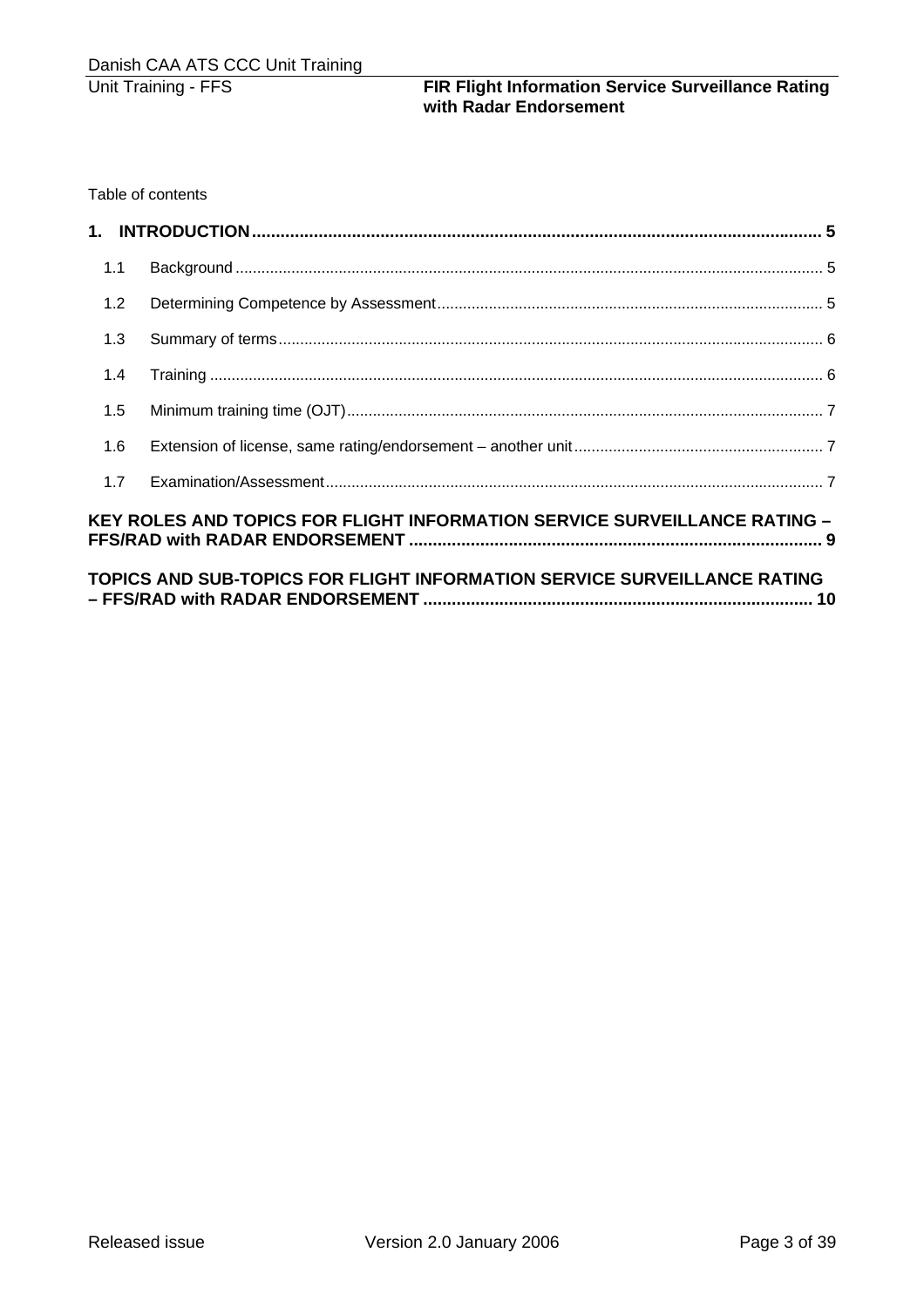Table of contents

**1. INTRODUCTION .......... 5**

- 1.1 Background .......... 5
- 1.2 Determining Competence by Assessment .......... 5
- 1.3 Summary of terms .......... 6
- 1.4 Training .......... 6
- 1.5 Minimum training time (OJT) .......... 7
- 1.6 Extension of license, same rating/endorsement – another unit .......... 7
- 1.7 Examination/Assessment .......... 7

**KEY ROLES AND TOPICS FOR FLIGHT INFORMATION SERVICE SURVEILLANCE RATING – FFS/RAD with RADAR ENDORSEMENT .......... 9**

**TOPICS AND SUB-TOPICS FOR FLIGHT INFORMATION SERVICE SURVEILLANCE RATING – FFS/RAD with RADAR ENDORSEMENT .......... 10**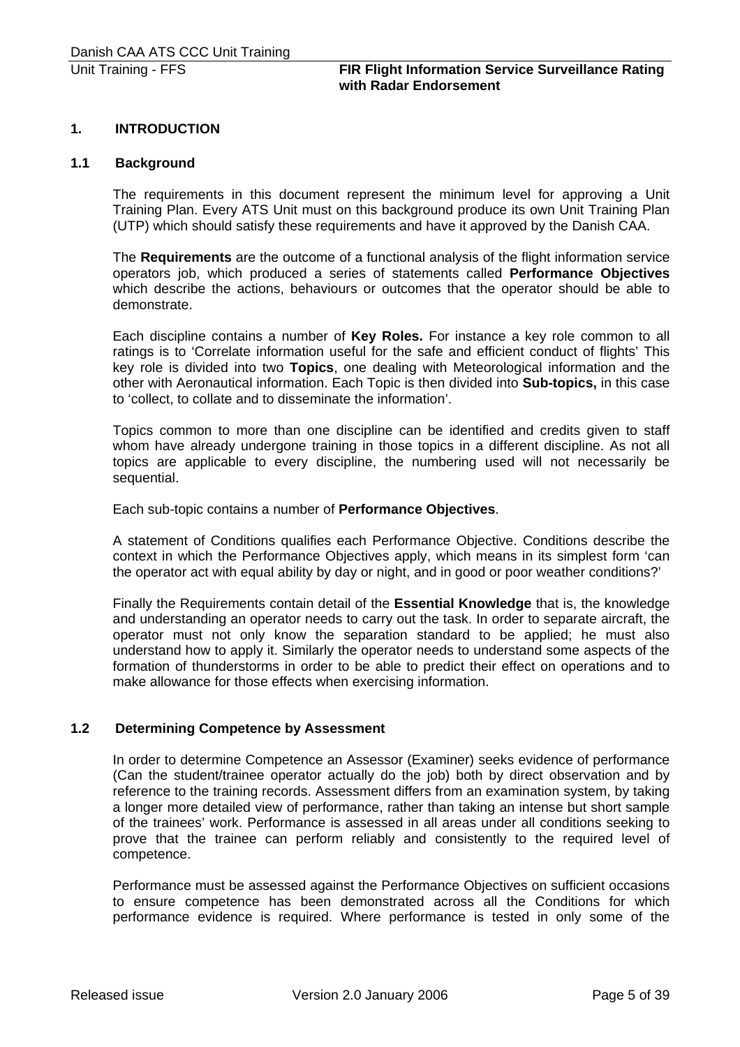## 1. INTRODUCTION

### 1.1 Background

The requirements in this document represent the minimum level for approving a Unit Training Plan. Every ATS Unit must on this background produce its own Unit Training Plan (UTP) which should satisfy these requirements and have it approved by the Danish CAA.

The **Requirements** are the outcome of a functional analysis of the flight information service operators job, which produced a series of statements called **Performance Objectives** which describe the actions, behaviours or outcomes that the operator should be able to demonstrate.

Each discipline contains a number of **Key Roles.** For instance a key role common to all ratings is to 'Correlate information useful for the safe and efficient conduct of flights' This key role is divided into two **Topics**, one dealing with Meteorological information and the other with Aeronautical information. Each Topic is then divided into **Sub-topics,** in this case to 'collect, to collate and to disseminate the information'.

Topics common to more than one discipline can be identified and credits given to staff whom have already undergone training in those topics in a different discipline. As not all topics are applicable to every discipline, the numbering used will not necessarily be sequential.

Each sub-topic contains a number of **Performance Objectives**.

A statement of Conditions qualifies each Performance Objective. Conditions describe the context in which the Performance Objectives apply, which means in its simplest form 'can the operator act with equal ability by day or night, and in good or poor weather conditions?'

Finally the Requirements contain detail of the **Essential Knowledge** that is, the knowledge and understanding an operator needs to carry out the task. In order to separate aircraft, the operator must not only know the separation standard to be applied; he must also understand how to apply it. Similarly the operator needs to understand some aspects of the formation of thunderstorms in order to be able to predict their effect on operations and to make allowance for those effects when exercising information.

### 1.2 Determining Competence by Assessment

In order to determine Competence an Assessor (Examiner) seeks evidence of performance (Can the student/trainee operator actually do the job) both by direct observation and by reference to the training records. Assessment differs from an examination system, by taking a longer more detailed view of performance, rather than taking an intense but short sample of the trainees' work. Performance is assessed in all areas under all conditions seeking to prove that the trainee can perform reliably and consistently to the required level of competence.

Performance must be assessed against the Performance Objectives on sufficient occasions to ensure competence has been demonstrated across all the Conditions for which performance evidence is required. Where performance is tested in only some of the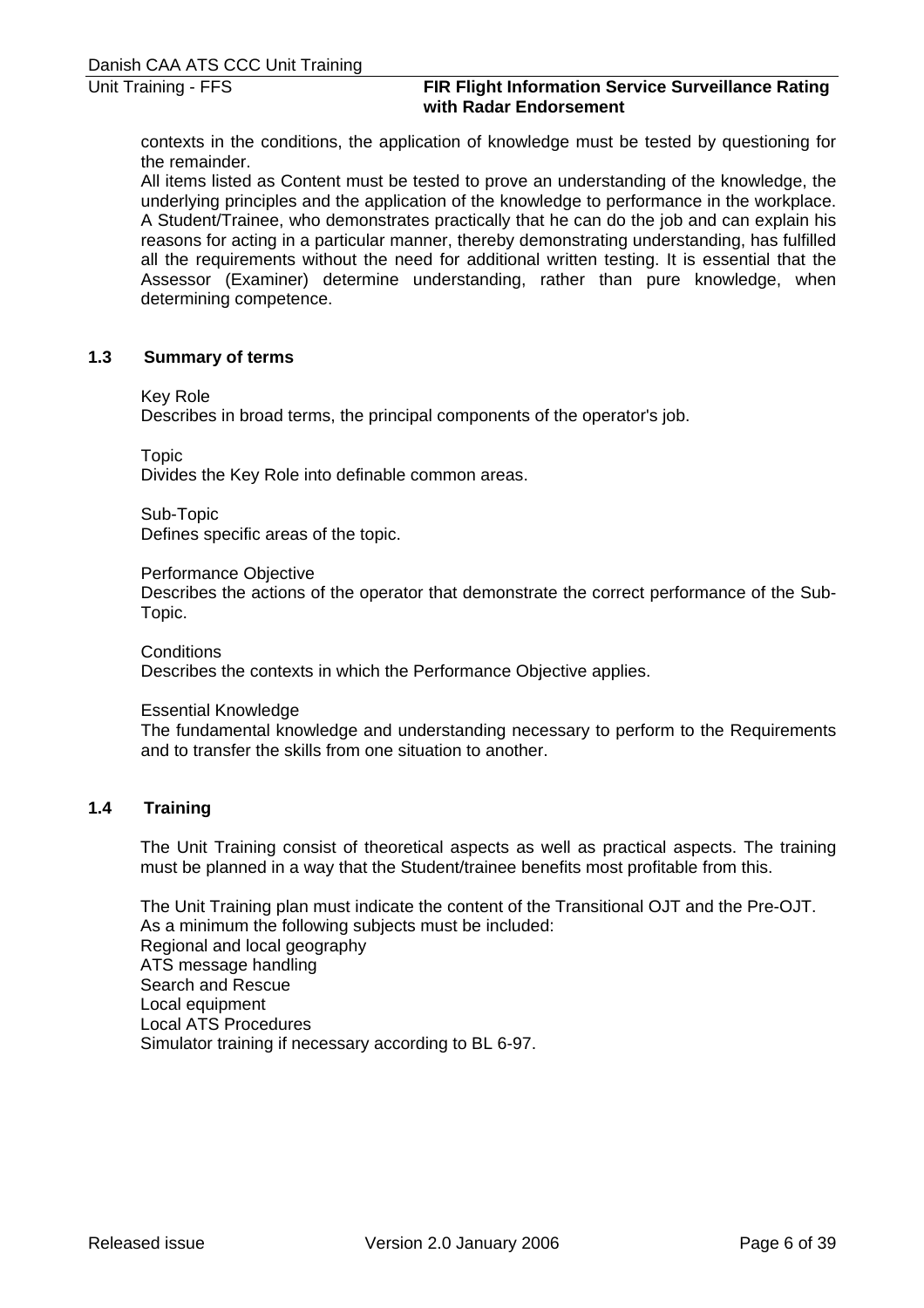contexts in the conditions, the application of knowledge must be tested by questioning for the remainder.
All items listed as Content must be tested to prove an understanding of the knowledge, the underlying principles and the application of the knowledge to performance in the workplace. A Student/Trainee, who demonstrates practically that he can do the job and can explain his reasons for acting in a particular manner, thereby demonstrating understanding, has fulfilled all the requirements without the need for additional written testing. It is essential that the Assessor (Examiner) determine understanding, rather than pure knowledge, when determining competence.

### 1.3 Summary of terms

Key Role
Describes in broad terms, the principal components of the operator's job.

Topic
Divides the Key Role into definable common areas.

Sub-Topic
Defines specific areas of the topic.

Performance Objective
Describes the actions of the operator that demonstrate the correct performance of the Sub-Topic.

Conditions
Describes the contexts in which the Performance Objective applies.

Essential Knowledge
The fundamental knowledge and understanding necessary to perform to the Requirements and to transfer the skills from one situation to another.

### 1.4 Training

The Unit Training consist of theoretical aspects as well as practical aspects. The training must be planned in a way that the Student/trainee benefits most profitable from this.

The Unit Training plan must indicate the content of the Transitional OJT and the Pre-OJT.
As a minimum the following subjects must be included:
Regional and local geography
ATS message handling
Search and Rescue
Local equipment
Local ATS Procedures
Simulator training if necessary according to BL 6-97.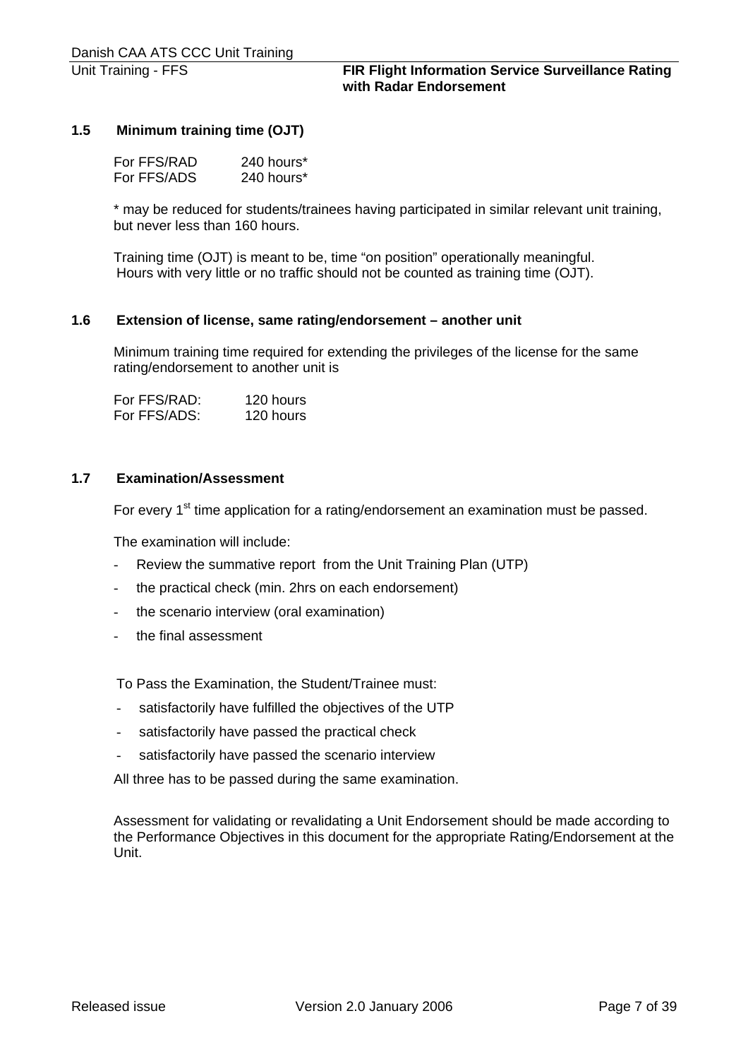### 1.5 Minimum training time (OJT)

For FFS/RAD 240 hours*
For FFS/ADS 240 hours*

* may be reduced for students/trainees having participated in similar relevant unit training, but never less than 160 hours.

Training time (OJT) is meant to be, time "on position" operationally meaningful.
Hours with very little or no traffic should not be counted as training time (OJT).

### 1.6 Extension of license, same rating/endorsement – another unit

Minimum training time required for extending the privileges of the license for the same rating/endorsement to another unit is

For FFS/RAD: 120 hours
For FFS/ADS: 120 hours

### 1.7 Examination/Assessment

For every 1st time application for a rating/endorsement an examination must be passed.

The examination will include:

- Review the summative report from the Unit Training Plan (UTP)
- the practical check (min. 2hrs on each endorsement)
- the scenario interview (oral examination)
- the final assessment

To Pass the Examination, the Student/Trainee must:

- satisfactorily have fulfilled the objectives of the UTP
- satisfactorily have passed the practical check
- satisfactorily have passed the scenario interview

All three has to be passed during the same examination.

Assessment for validating or revalidating a Unit Endorsement should be made according to the Performance Objectives in this document for the appropriate Rating/Endorsement at the Unit.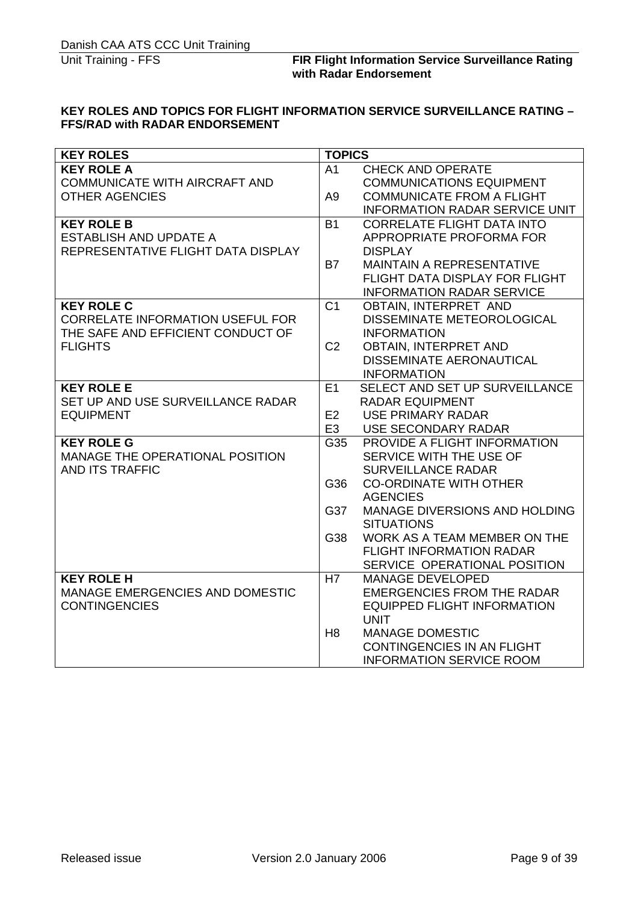**KEY ROLES AND TOPICS FOR FLIGHT INFORMATION SERVICE SURVEILLANCE RATING – FFS/RAD with RADAR ENDORSEMENT**

| KEY ROLES | TOPICS |
|---|---|
| **KEY ROLE A**<br>COMMUNICATE WITH AIRCRAFT AND OTHER AGENCIES | A1 CHECK AND OPERATE COMMUNICATIONS EQUIPMENT<br>A9 COMMUNICATE FROM A FLIGHT INFORMATION RADAR SERVICE UNIT |
| **KEY ROLE B**<br>ESTABLISH AND UPDATE A REPRESENTATIVE FLIGHT DATA DISPLAY | B1 CORRELATE FLIGHT DATA INTO APPROPRIATE PROFORMA FOR DISPLAY<br>B7 MAINTAIN A REPRESENTATIVE FLIGHT DATA DISPLAY FOR FLIGHT INFORMATION RADAR SERVICE |
| **KEY ROLE C**<br>CORRELATE INFORMATION USEFUL FOR THE SAFE AND EFFICIENT CONDUCT OF FLIGHTS | C1 OBTAIN, INTERPRET AND DISSEMINATE METEOROLOGICAL INFORMATION<br>C2 OBTAIN, INTERPRET AND DISSEMINATE AERONAUTICAL INFORMATION |
| **KEY ROLE E**<br>SET UP AND USE SURVEILLANCE RADAR EQUIPMENT | E1 SELECT AND SET UP SURVEILLANCE RADAR EQUIPMENT<br>E2 USE PRIMARY RADAR<br>E3 USE SECONDARY RADAR |
| **KEY ROLE G**<br>MANAGE THE OPERATIONAL POSITION AND ITS TRAFFIC | G35 PROVIDE A FLIGHT INFORMATION SERVICE WITH THE USE OF SURVEILLANCE RADAR<br>G36 CO-ORDINATE WITH OTHER AGENCIES<br>G37 MANAGE DIVERSIONS AND HOLDING SITUATIONS<br>G38 WORK AS A TEAM MEMBER ON THE FLIGHT INFORMATION RADAR SERVICE OPERATIONAL POSITION |
| **KEY ROLE H**<br>MANAGE EMERGENCIES AND DOMESTIC CONTINGENCIES | H7 MANAGE DEVELOPED EMERGENCIES FROM THE RADAR EQUIPPED FLIGHT INFORMATION UNIT<br>H8 MANAGE DOMESTIC CONTINGENCIES IN AN FLIGHT INFORMATION SERVICE ROOM |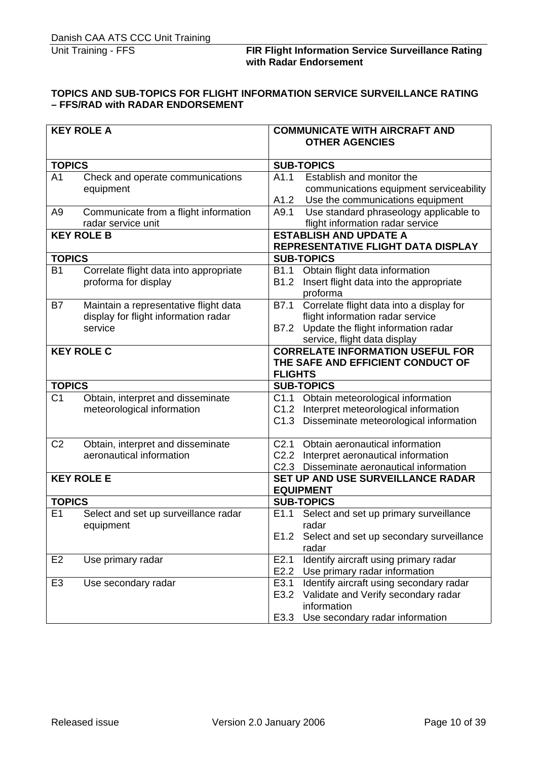**TOPICS AND SUB-TOPICS FOR FLIGHT INFORMATION SERVICE SURVEILLANCE RATING – FFS/RAD with RADAR ENDORSEMENT**

| **KEY ROLE A** | **COMMUNICATE WITH AIRCRAFT AND OTHER AGENCIES** |
|---|---|
| **TOPICS** | **SUB-TOPICS** |
| A1 Check and operate communications equipment | A1.1 Establish and monitor the communications equipment serviceability<br>A1.2 Use the communications equipment |
| A9 Communicate from a flight information radar service unit | A9.1 Use standard phraseology applicable to flight information radar service |
| **KEY ROLE B** | **ESTABLISH AND UPDATE A REPRESENTATIVE FLIGHT DATA DISPLAY** |
| **TOPICS** | **SUB-TOPICS** |
| B1 Correlate flight data into appropriate proforma for display | B1.1 Obtain flight data information<br>B1.2 Insert flight data into the appropriate proforma |
| B7 Maintain a representative flight data display for flight information radar service | B7.1 Correlate flight data into a display for flight information radar service<br>B7.2 Update the flight information radar service, flight data display |
| **KEY ROLE C** | **CORRELATE INFORMATION USEFUL FOR THE SAFE AND EFFICIENT CONDUCT OF FLIGHTS** |
| **TOPICS** | **SUB-TOPICS** |
| C1 Obtain, interpret and disseminate meteorological information | C1.1 Obtain meteorological information<br>C1.2 Interpret meteorological information<br>C1.3 Disseminate meteorological information |
| C2 Obtain, interpret and disseminate aeronautical information | C2.1 Obtain aeronautical information<br>C2.2 Interpret aeronautical information<br>C2.3 Disseminate aeronautical information |
| **KEY ROLE E** | **SET UP AND USE SURVEILLANCE RADAR EQUIPMENT** |
| **TOPICS** | **SUB-TOPICS** |
| E1 Select and set up surveillance radar equipment | E1.1 Select and set up primary surveillance radar<br>E1.2 Select and set up secondary surveillance radar |
| E2 Use primary radar | E2.1 Identify aircraft using primary radar<br>E2.2 Use primary radar information |
| E3 Use secondary radar | E3.1 Identify aircraft using secondary radar<br>E3.2 Validate and Verify secondary radar information<br>E3.3 Use secondary radar information |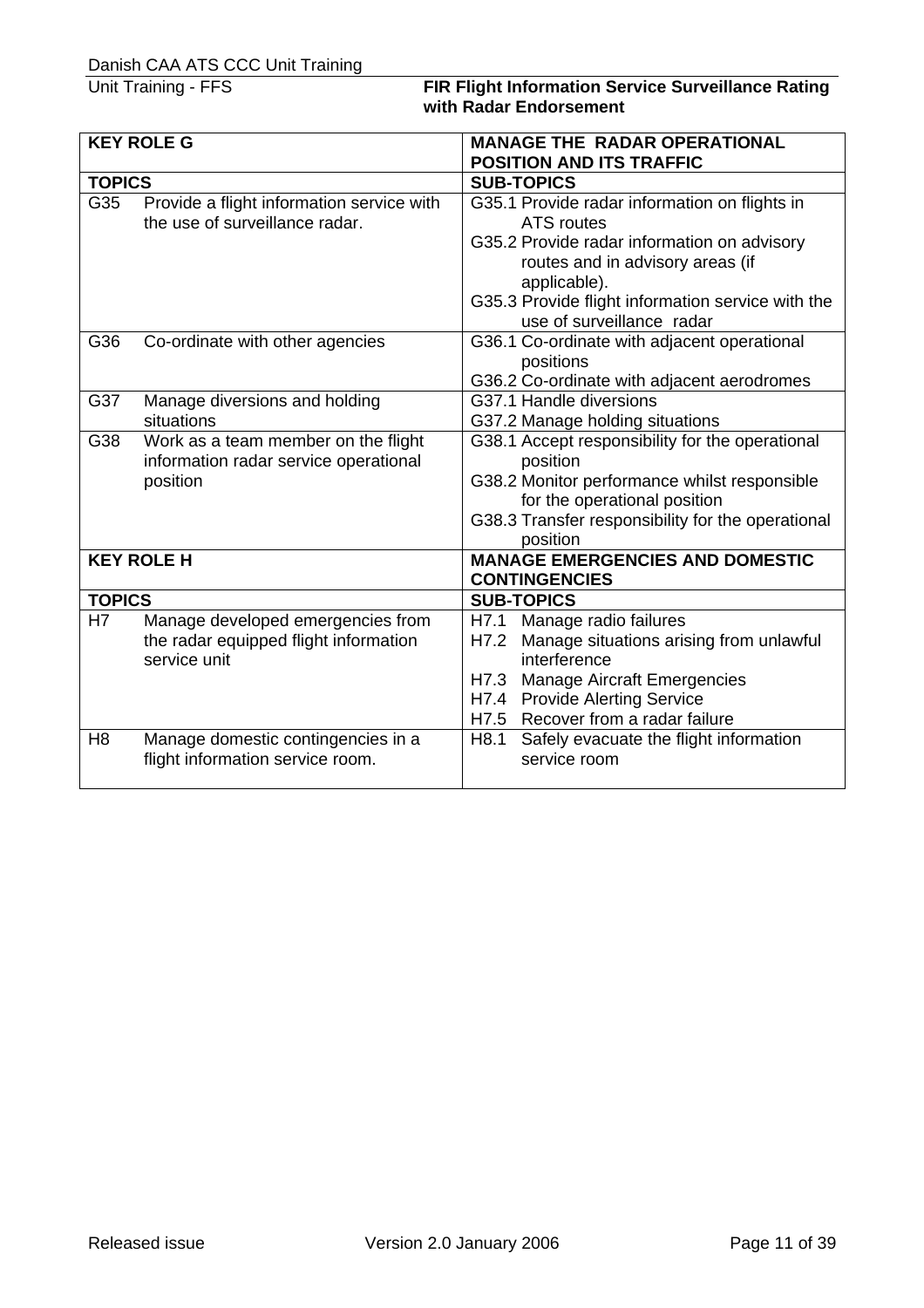| KEY ROLE G | | MANAGE THE RADAR OPERATIONAL POSITION AND ITS TRAFFIC |
|---|---|---|
| **TOPICS** | | **SUB-TOPICS** |
| G35 | Provide a flight information service with the use of surveillance radar. | G35.1 Provide radar information on flights in ATS routes<br>G35.2 Provide radar information on advisory routes and in advisory areas (if applicable).<br>G35.3 Provide flight information service with the use of surveillance radar |
| G36 | Co-ordinate with other agencies | G36.1 Co-ordinate with adjacent operational positions<br>G36.2 Co-ordinate with adjacent aerodromes |
| G37 | Manage diversions and holding situations | G37.1 Handle diversions<br>G37.2 Manage holding situations |
| G38 | Work as a team member on the flight information radar service operational position | G38.1 Accept responsibility for the operational position<br>G38.2 Monitor performance whilst responsible for the operational position<br>G38.3 Transfer responsibility for the operational position |
| **KEY ROLE H** | | **MANAGE EMERGENCIES AND DOMESTIC CONTINGENCIES** |
| **TOPICS** | | **SUB-TOPICS** |
| H7 | Manage developed emergencies from the radar equipped flight information service unit | H7.1 Manage radio failures<br>H7.2 Manage situations arising from unlawful interference<br>H7.3 Manage Aircraft Emergencies<br>H7.4 Provide Alerting Service<br>H7.5 Recover from a radar failure |
| H8 | Manage domestic contingencies in a flight information service room. | H8.1 Safely evacuate the flight information service room |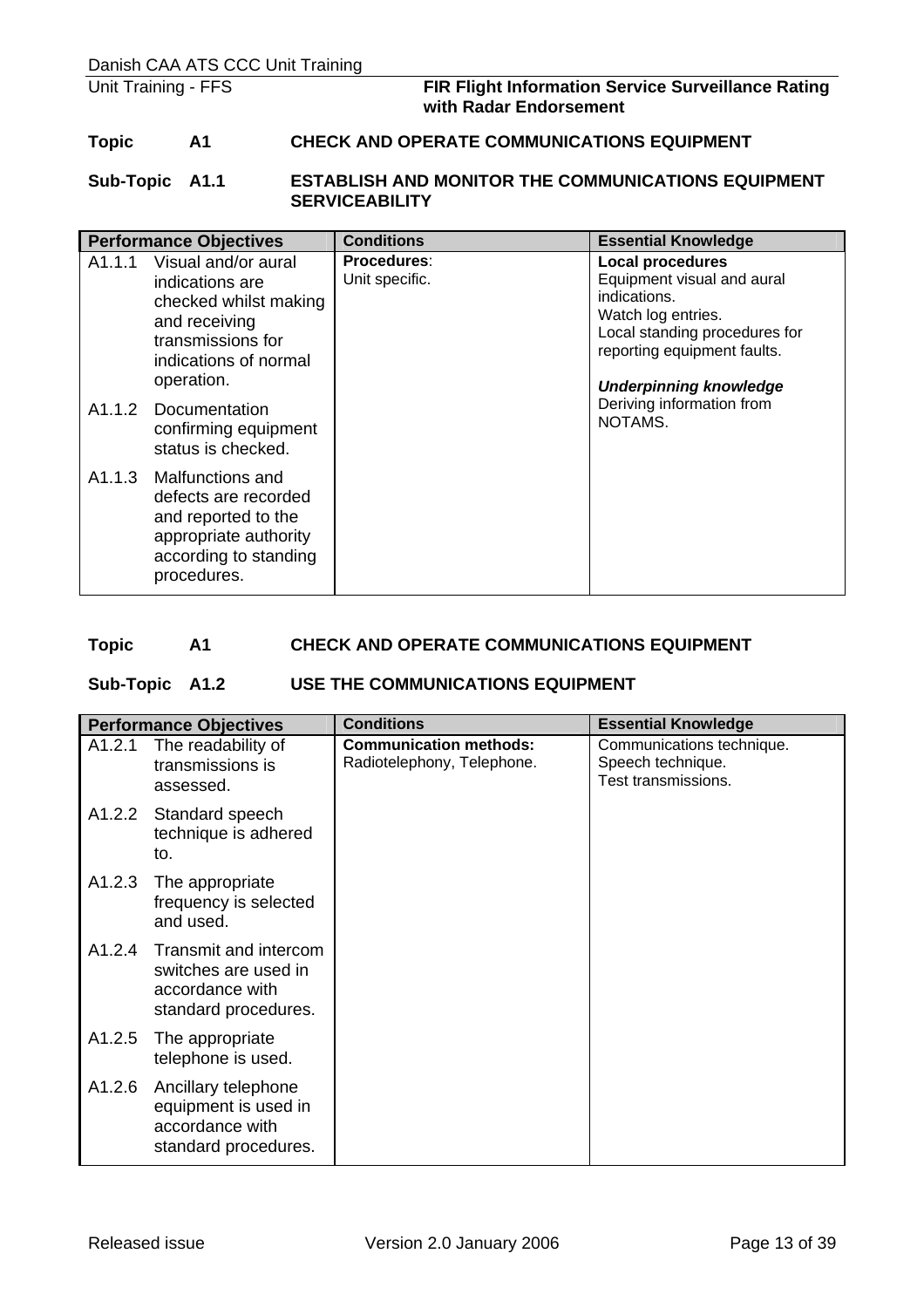**Topic A1 CHECK AND OPERATE COMMUNICATIONS EQUIPMENT**

**Sub-Topic A1.1 ESTABLISH AND MONITOR THE COMMUNICATIONS EQUIPMENT SERVICEABILITY**

| Performance Objectives | Conditions | Essential Knowledge |
|---|---|---|
| A1.1.1 Visual and/or aural indications are checked whilst making and receiving transmissions for indications of normal operation.<br><br>A1.1.2 Documentation confirming equipment status is checked.<br><br>A1.1.3 Malfunctions and defects are recorded and reported to the appropriate authority according to standing procedures. | **Procedures**:<br>Unit specific. | **Local procedures**<br>Equipment visual and aural indications.<br>Watch log entries.<br>Local standing procedures for reporting equipment faults.<br><br>***Underpinning knowledge***<br>Deriving information from NOTAMS. |

**Topic A1 CHECK AND OPERATE COMMUNICATIONS EQUIPMENT**

**Sub-Topic A1.2 USE THE COMMUNICATIONS EQUIPMENT**

| Performance Objectives | Conditions | Essential Knowledge |
|---|---|---|
| A1.2.1 The readability of transmissions is assessed.<br><br>A1.2.2 Standard speech technique is adhered to.<br><br>A1.2.3 The appropriate frequency is selected and used.<br><br>A1.2.4 Transmit and intercom switches are used in accordance with standard procedures.<br><br>A1.2.5 The appropriate telephone is used.<br><br>A1.2.6 Ancillary telephone equipment is used in accordance with standard procedures. | **Communication methods:**<br>Radiotelephony, Telephone. | Communications technique.<br>Speech technique.<br>Test transmissions. |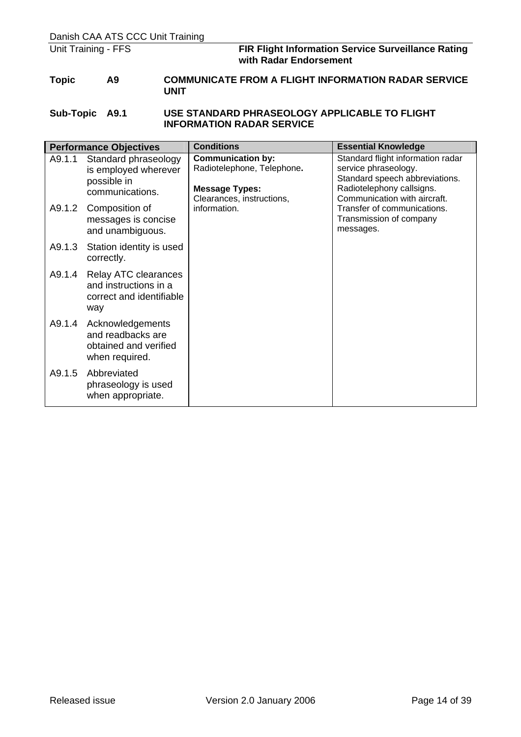**Topic A9 COMMUNICATE FROM A FLIGHT INFORMATION RADAR SERVICE UNIT**

**Sub-Topic A9.1 USE STANDARD PHRASEOLOGY APPLICABLE TO FLIGHT INFORMATION RADAR SERVICE**

| Performance Objectives | Conditions | Essential Knowledge |
|---|---|---|
| A9.1.1 Standard phraseology is employed wherever possible in communications.<br><br>A9.1.2 Composition of messages is concise and unambiguous.<br><br>A9.1.3 Station identity is used correctly.<br><br>A9.1.4 Relay ATC clearances and instructions in a correct and identifiable way<br><br>A9.1.4 Acknowledgements and readbacks are obtained and verified when required.<br><br>A9.1.5 Abbreviated phraseology is used when appropriate. | **Communication by:**<br>Radiotelephone, Telephone**.**<br><br>**Message Types:**<br>Clearances, instructions, information. | Standard flight information radar service phraseology.<br>Standard speech abbreviations.<br>Radiotelephony callsigns.<br>Communication with aircraft.<br>Transfer of communications.<br>Transmission of company messages. |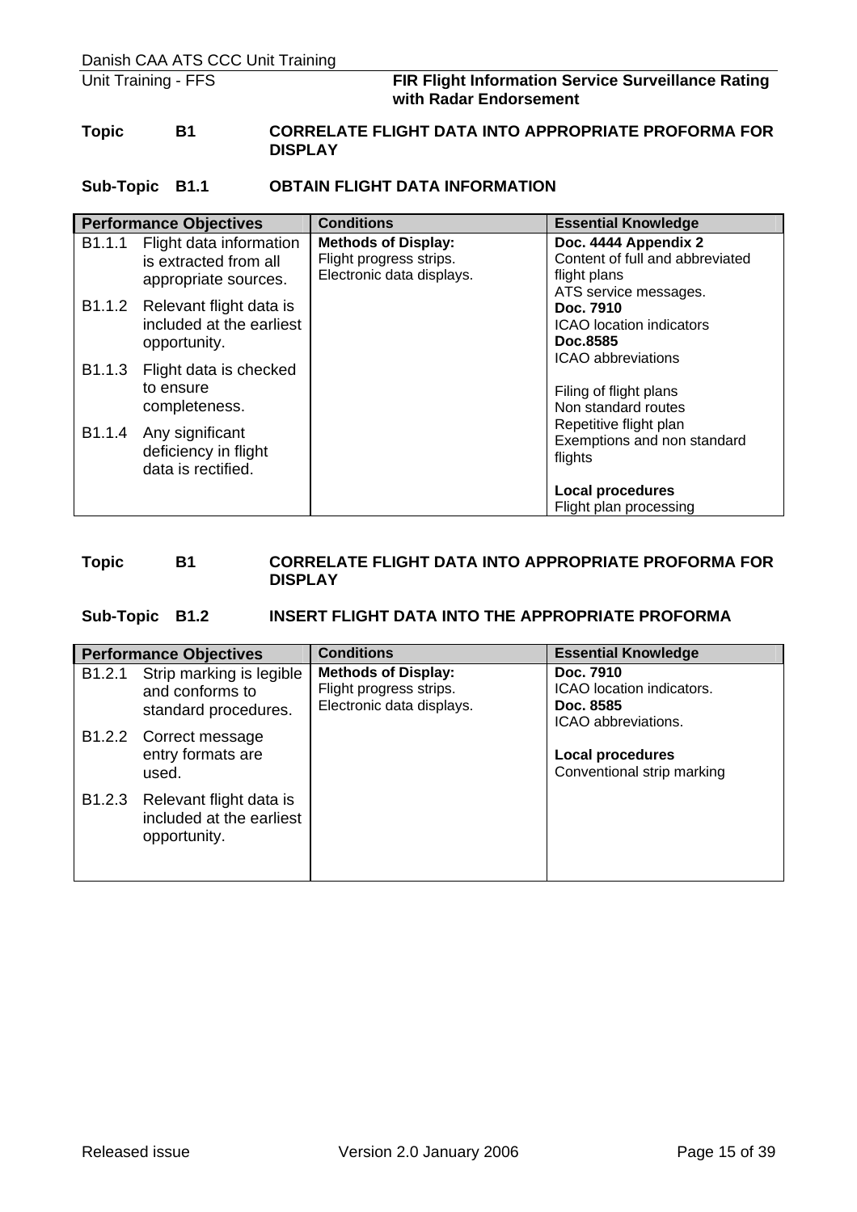**Topic B1 CORRELATE FLIGHT DATA INTO APPROPRIATE PROFORMA FOR DISPLAY**

**Sub-Topic B1.1 OBTAIN FLIGHT DATA INFORMATION**

| Performance Objectives | Conditions | Essential Knowledge |
|---|---|---|
| B1.1.1 Flight data information is extracted from all appropriate sources.<br><br>B1.1.2 Relevant flight data is included at the earliest opportunity.<br><br>B1.1.3 Flight data is checked to ensure completeness.<br><br>B1.1.4 Any significant deficiency in flight data is rectified. | **Methods of Display:**<br>Flight progress strips.<br>Electronic data displays. | **Doc. 4444 Appendix 2**<br>Content of full and abbreviated flight plans<br>ATS service messages.<br>**Doc. 7910**<br>ICAO location indicators<br>**Doc.8585**<br>ICAO abbreviations<br><br>Filing of flight plans<br>Non standard routes<br>Repetitive flight plan<br>Exemptions and non standard flights<br><br>**Local procedures**<br>Flight plan processing |

**Topic B1 CORRELATE FLIGHT DATA INTO APPROPRIATE PROFORMA FOR DISPLAY**

**Sub-Topic B1.2 INSERT FLIGHT DATA INTO THE APPROPRIATE PROFORMA**

| Performance Objectives | Conditions | Essential Knowledge |
|---|---|---|
| B1.2.1 Strip marking is legible and conforms to standard procedures.<br><br>B1.2.2 Correct message entry formats are used.<br><br>B1.2.3 Relevant flight data is included at the earliest opportunity. | **Methods of Display:**<br>Flight progress strips.<br>Electronic data displays. | **Doc. 7910**<br>ICAO location indicators.<br>**Doc. 8585**<br>ICAO abbreviations.<br><br>**Local procedures**<br>Conventional strip marking |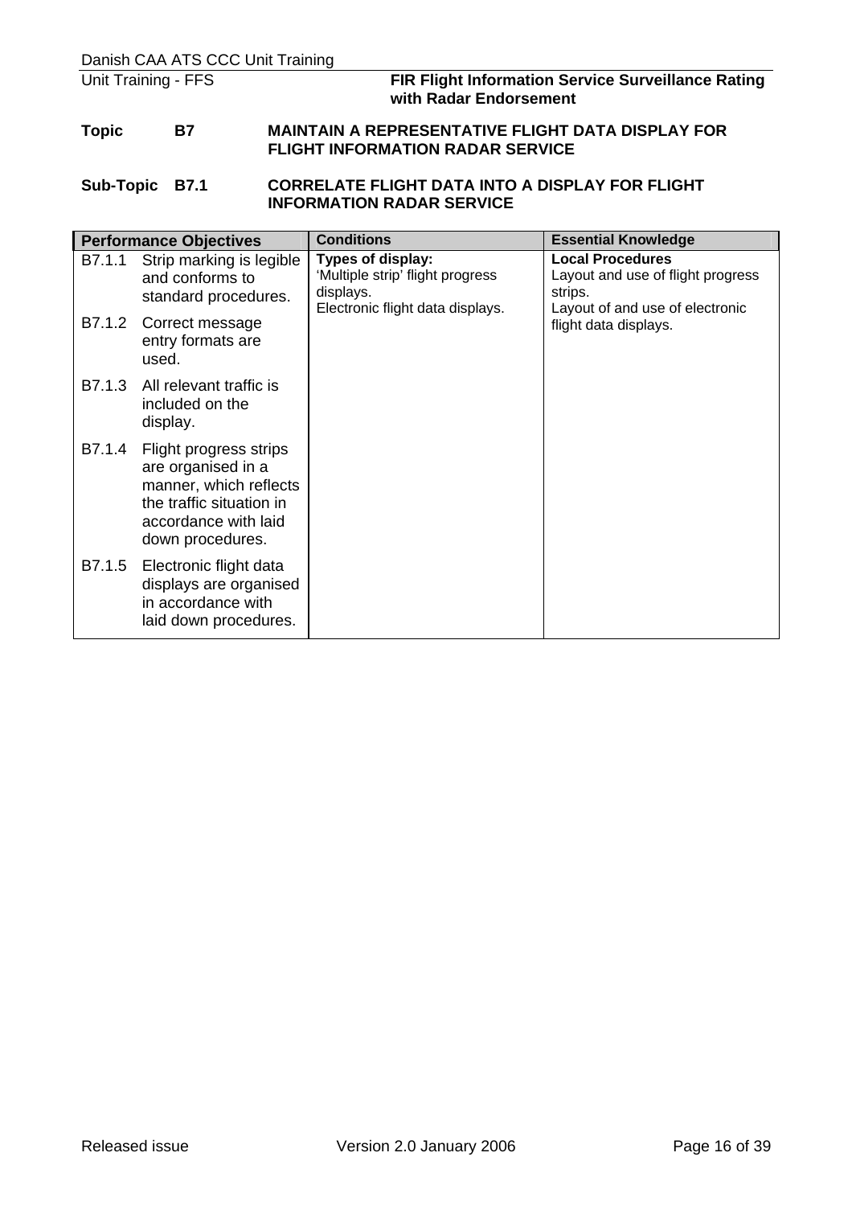**Topic B7 MAINTAIN A REPRESENTATIVE FLIGHT DATA DISPLAY FOR FLIGHT INFORMATION RADAR SERVICE**

**Sub-Topic B7.1 CORRELATE FLIGHT DATA INTO A DISPLAY FOR FLIGHT INFORMATION RADAR SERVICE**

| Performance Objectives | | Conditions | Essential Knowledge |
|---|---|---|---|
| B7.1.1 | Strip marking is legible and conforms to standard procedures. | **Types of display:** 'Multiple strip' flight progress displays. Electronic flight data displays. | **Local Procedures** Layout and use of flight progress strips. Layout of and use of electronic flight data displays. |
| B7.1.2 | Correct message entry formats are used. | | |
| B7.1.3 | All relevant traffic is included on the display. | | |
| B7.1.4 | Flight progress strips are organised in a manner, which reflects the traffic situation in accordance with laid down procedures. | | |
| B7.1.5 | Electronic flight data displays are organised in accordance with laid down procedures. | | |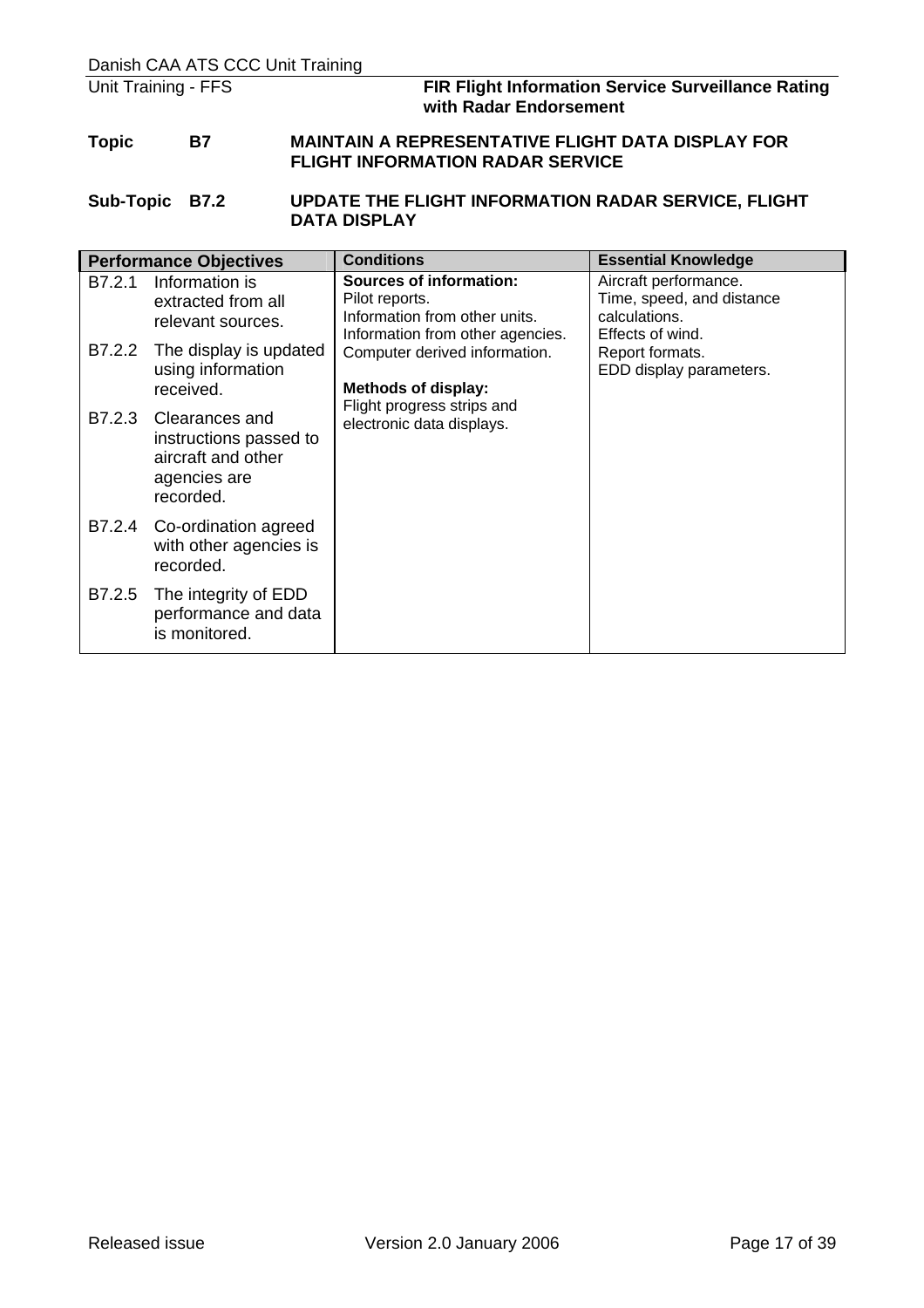**Topic B7 MAINTAIN A REPRESENTATIVE FLIGHT DATA DISPLAY FOR FLIGHT INFORMATION RADAR SERVICE**

**Sub-Topic B7.2 UPDATE THE FLIGHT INFORMATION RADAR SERVICE, FLIGHT DATA DISPLAY**

| Performance Objectives | Conditions | Essential Knowledge |
|---|---|---|
| B7.2.1 Information is extracted from all relevant sources.<br>B7.2.2 The display is updated using information received.<br>B7.2.3 Clearances and instructions passed to aircraft and other agencies are recorded.<br>B7.2.4 Co-ordination agreed with other agencies is recorded.<br>B7.2.5 The integrity of EDD performance and data is monitored. | **Sources of information:**<br>Pilot reports.<br>Information from other units.<br>Information from other agencies.<br>Computer derived information.<br><br>**Methods of display:**<br>Flight progress strips and electronic data displays. | Aircraft performance.<br>Time, speed, and distance calculations.<br>Effects of wind.<br>Report formats.<br>EDD display parameters. |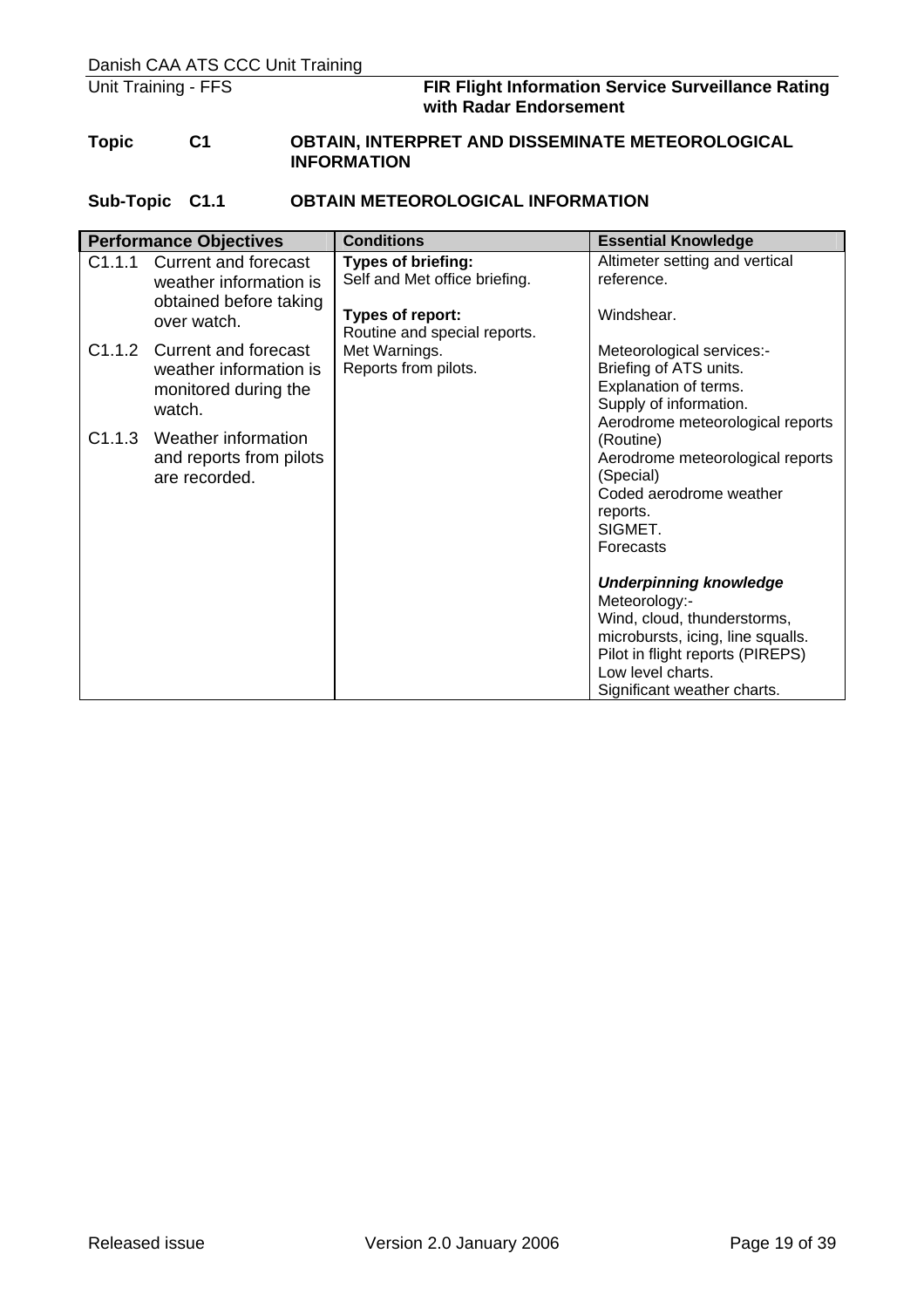**Topic C1 OBTAIN, INTERPRET AND DISSEMINATE METEOROLOGICAL INFORMATION**

**Sub-Topic C1.1 OBTAIN METEOROLOGICAL INFORMATION**

| Performance Objectives | Conditions | Essential Knowledge |
|---|---|---|
| C1.1.1 Current and forecast weather information is obtained before taking over watch.<br><br>C1.1.2 Current and forecast weather information is monitored during the watch.<br><br>C1.1.3 Weather information and reports from pilots are recorded. | **Types of briefing:**<br>Self and Met office briefing.<br><br>**Types of report:**<br>Routine and special reports.<br>Met Warnings.<br>Reports from pilots. | Altimeter setting and vertical reference.<br><br>Windshear.<br><br>Meteorological services:-<br>Briefing of ATS units.<br>Explanation of terms.<br>Supply of information.<br>Aerodrome meteorological reports (Routine)<br>Aerodrome meteorological reports (Special)<br>Coded aerodrome weather reports.<br>SIGMET.<br>Forecasts<br><br>***Underpinning knowledge***<br>Meteorology:-<br>Wind, cloud, thunderstorms, microbursts, icing, line squalls.<br>Pilot in flight reports (PIREPS)<br>Low level charts.<br>Significant weather charts. |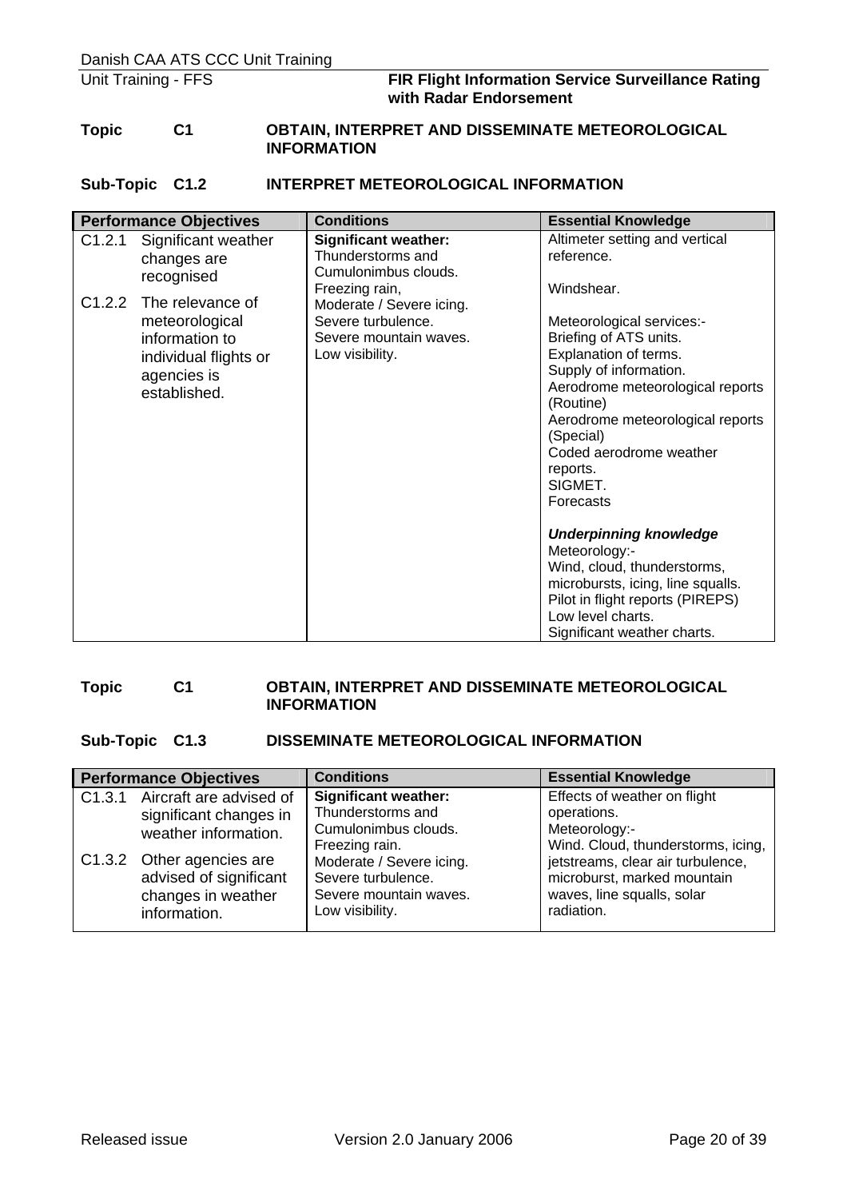**Topic C1 OBTAIN, INTERPRET AND DISSEMINATE METEOROLOGICAL INFORMATION**

**Sub-Topic C1.2 INTERPRET METEOROLOGICAL INFORMATION**

| Performance Objectives | Conditions | Essential Knowledge |
|---|---|---|
| C1.2.1 Significant weather changes are recognised<br><br>C1.2.2 The relevance of meteorological information to individual flights or agencies is established. | **Significant weather:**<br>Thunderstorms and Cumulonimbus clouds.<br>Freezing rain,<br>Moderate / Severe icing.<br>Severe turbulence.<br>Severe mountain waves.<br>Low visibility. | Altimeter setting and vertical reference.<br><br>Windshear.<br><br>Meteorological services:-<br>Briefing of ATS units.<br>Explanation of terms.<br>Supply of information.<br>Aerodrome meteorological reports (Routine)<br>Aerodrome meteorological reports (Special)<br>Coded aerodrome weather reports.<br>SIGMET.<br>Forecasts<br><br>***Underpinning knowledge***<br>Meteorology:-<br>Wind, cloud, thunderstorms, microbursts, icing, line squalls.<br>Pilot in flight reports (PIREPS)<br>Low level charts.<br>Significant weather charts. |

**Topic C1 OBTAIN, INTERPRET AND DISSEMINATE METEOROLOGICAL INFORMATION**

**Sub-Topic C1.3 DISSEMINATE METEOROLOGICAL INFORMATION**

| Performance Objectives | Conditions | Essential Knowledge |
|---|---|---|
| C1.3.1 Aircraft are advised of significant changes in weather information.<br><br>C1.3.2 Other agencies are advised of significant changes in weather information. | **Significant weather:**<br>Thunderstorms and Cumulonimbus clouds.<br>Freezing rain.<br>Moderate / Severe icing.<br>Severe turbulence.<br>Severe mountain waves.<br>Low visibility. | Effects of weather on flight operations.<br>Meteorology:-<br>Wind. Cloud, thunderstorms, icing, jetstreams, clear air turbulence, microburst, marked mountain waves, line squalls, solar radiation. |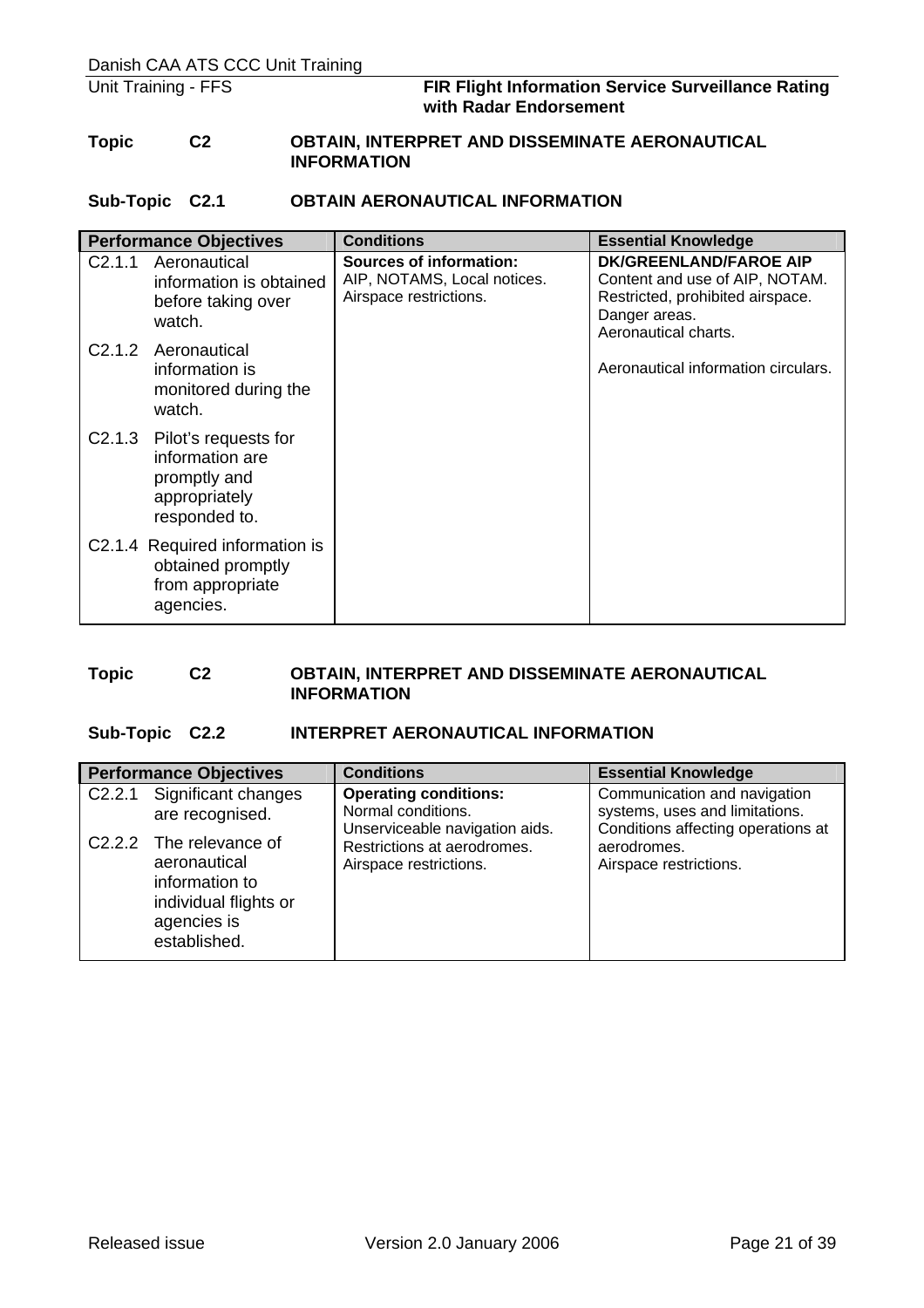**Topic C2 OBTAIN, INTERPRET AND DISSEMINATE AERONAUTICAL INFORMATION**

**Sub-Topic C2.1 OBTAIN AERONAUTICAL INFORMATION**

| Performance Objectives | Conditions | Essential Knowledge |
|---|---|---|
| C2.1.1 Aeronautical information is obtained before taking over watch.<br><br>C2.1.2 Aeronautical information is monitored during the watch.<br><br>C2.1.3 Pilot's requests for information are promptly and appropriately responded to.<br><br>C2.1.4 Required information is obtained promptly from appropriate agencies. | **Sources of information:**<br>AIP, NOTAMS, Local notices.<br>Airspace restrictions. | **DK/GREENLAND/FAROE AIP**<br>Content and use of AIP, NOTAM.<br>Restricted, prohibited airspace.<br>Danger areas.<br>Aeronautical charts.<br><br>Aeronautical information circulars. |

**Topic C2 OBTAIN, INTERPRET AND DISSEMINATE AERONAUTICAL INFORMATION**

**Sub-Topic C2.2 INTERPRET AERONAUTICAL INFORMATION**

| Performance Objectives | Conditions | Essential Knowledge |
|---|---|---|
| C2.2.1 Significant changes are recognised.<br><br>C2.2.2 The relevance of aeronautical information to individual flights or agencies is established. | **Operating conditions:**<br>Normal conditions.<br>Unserviceable navigation aids.<br>Restrictions at aerodromes.<br>Airspace restrictions. | Communication and navigation systems, uses and limitations.<br>Conditions affecting operations at aerodromes.<br>Airspace restrictions. |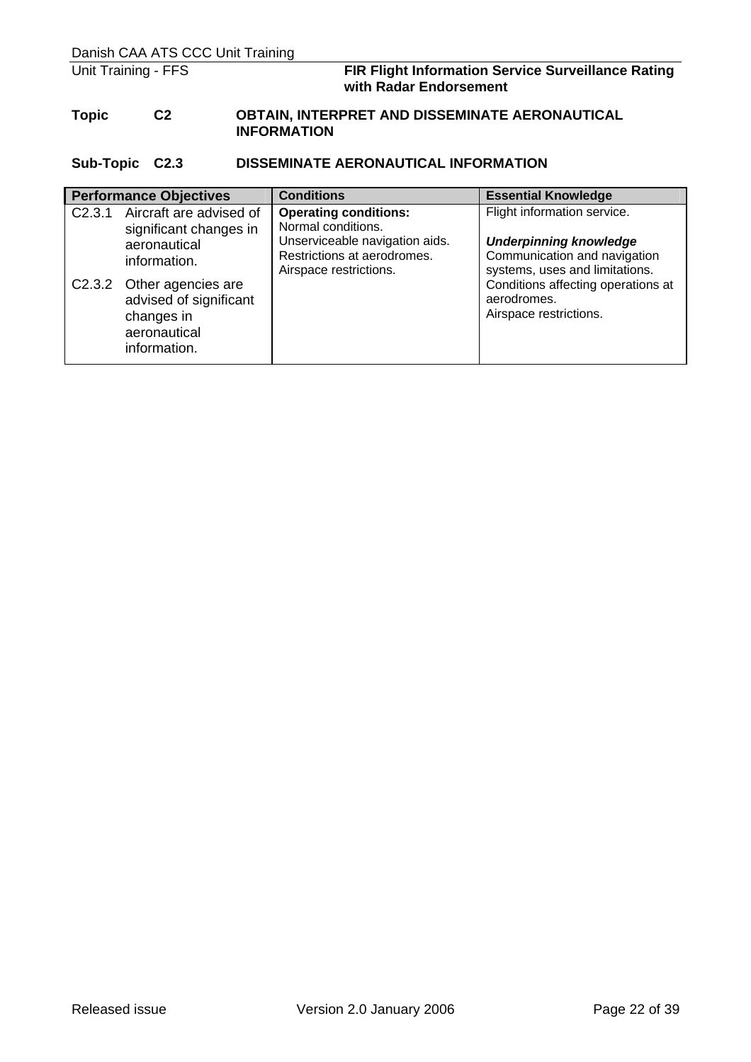**Topic C2 OBTAIN, INTERPRET AND DISSEMINATE AERONAUTICAL INFORMATION**

**Sub-Topic C2.3 DISSEMINATE AERONAUTICAL INFORMATION**

| Performance Objectives | Conditions | Essential Knowledge |
| --- | --- | --- |
| C2.3.1 Aircraft are advised of significant changes in aeronautical information.<br><br>C2.3.2 Other agencies are advised of significant changes in aeronautical information. | **Operating conditions:**<br>Normal conditions.<br>Unserviceable navigation aids.<br>Restrictions at aerodromes.<br>Airspace restrictions. | Flight information service.<br><br>***Underpinning knowledge***<br>Communication and navigation systems, uses and limitations.<br>Conditions affecting operations at aerodromes.<br>Airspace restrictions. |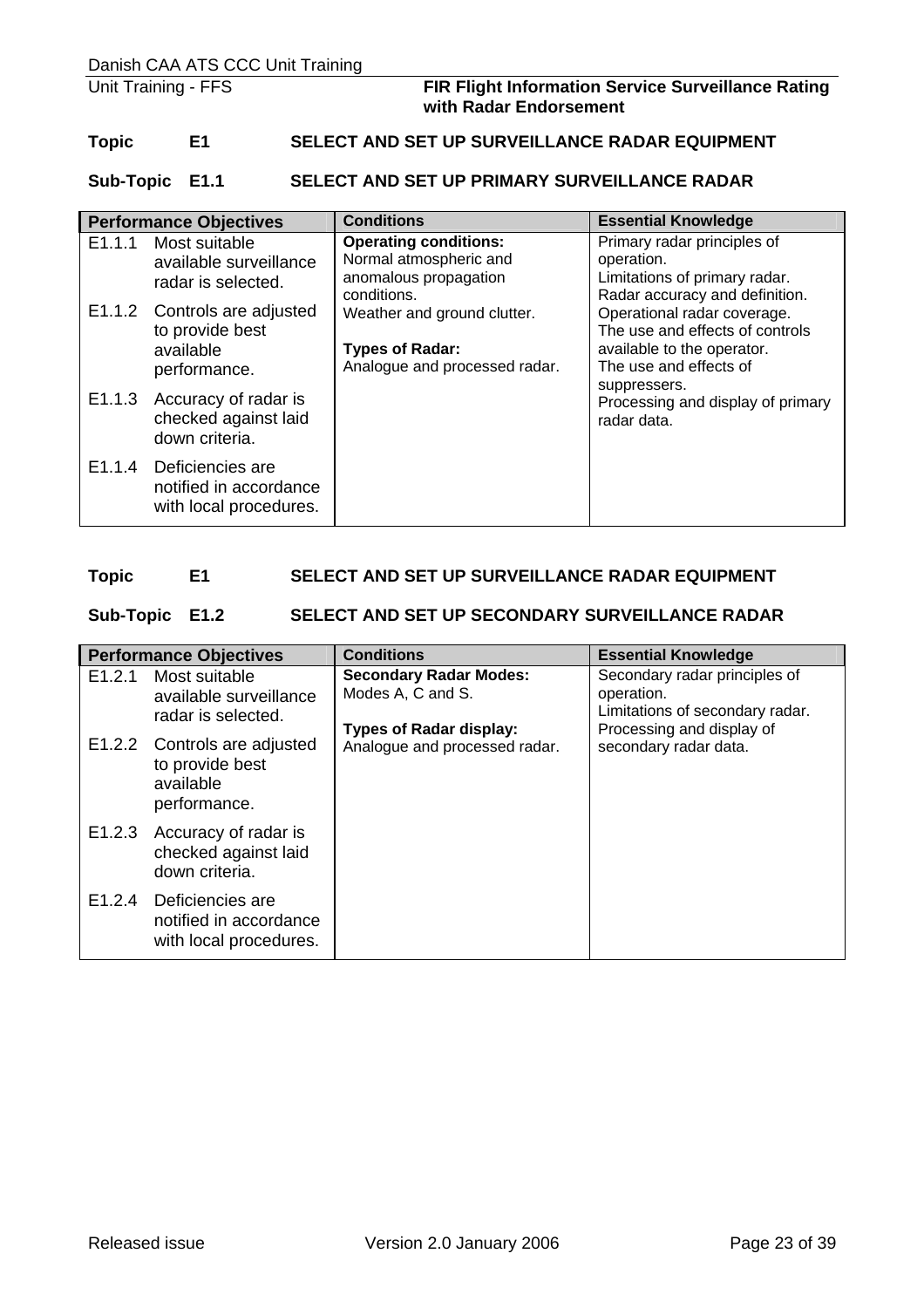**Topic E1 SELECT AND SET UP SURVEILLANCE RADAR EQUIPMENT**

**Sub-Topic E1.1 SELECT AND SET UP PRIMARY SURVEILLANCE RADAR**

| Performance Objectives | Conditions | Essential Knowledge |
|---|---|---|
| E1.1.1 Most suitable available surveillance radar is selected.<br><br>E1.1.2 Controls are adjusted to provide best available performance.<br><br>E1.1.3 Accuracy of radar is checked against laid down criteria.<br><br>E1.1.4 Deficiencies are notified in accordance with local procedures. | **Operating conditions:**<br>Normal atmospheric and anomalous propagation conditions.<br>Weather and ground clutter.<br><br>**Types of Radar:**<br>Analogue and processed radar. | Primary radar principles of operation.<br>Limitations of primary radar.<br>Radar accuracy and definition.<br>Operational radar coverage.<br>The use and effects of controls available to the operator.<br>The use and effects of suppressers.<br>Processing and display of primary radar data. |

**Topic E1 SELECT AND SET UP SURVEILLANCE RADAR EQUIPMENT**

**Sub-Topic E1.2 SELECT AND SET UP SECONDARY SURVEILLANCE RADAR**

| Performance Objectives | Conditions | Essential Knowledge |
|---|---|---|
| E1.2.1 Most suitable available surveillance radar is selected.<br><br>E1.2.2 Controls are adjusted to provide best available performance.<br><br>E1.2.3 Accuracy of radar is checked against laid down criteria.<br><br>E1.2.4 Deficiencies are notified in accordance with local procedures. | **Secondary Radar Modes:**<br>Modes A, C and S.<br><br>**Types of Radar display:**<br>Analogue and processed radar. | Secondary radar principles of operation.<br>Limitations of secondary radar.<br>Processing and display of secondary radar data. |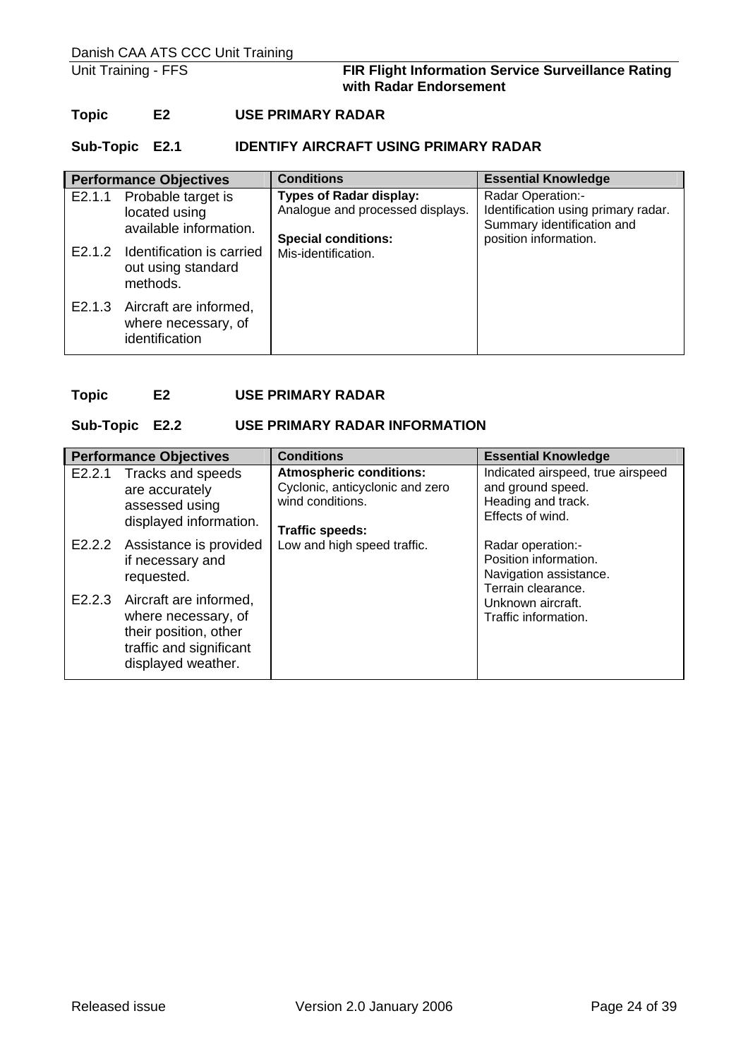**Topic E2 USE PRIMARY RADAR**

**Sub-Topic E2.1 IDENTIFY AIRCRAFT USING PRIMARY RADAR**

| Performance Objectives | Conditions | Essential Knowledge |
|---|---|---|
| E2.1.1 Probable target is located using available information.<br><br>E2.1.2 Identification is carried out using standard methods.<br><br>E2.1.3 Aircraft are informed, where necessary, of identification | **Types of Radar display:**<br>Analogue and processed displays.<br><br>**Special conditions:**<br>Mis-identification. | Radar Operation:-<br>Identification using primary radar.<br>Summary identification and position information. |

**Topic E2 USE PRIMARY RADAR**

**Sub-Topic E2.2 USE PRIMARY RADAR INFORMATION**

| Performance Objectives | Conditions | Essential Knowledge |
|---|---|---|
| E2.2.1 Tracks and speeds are accurately assessed using displayed information.<br><br>E2.2.2 Assistance is provided if necessary and requested.<br><br>E2.2.3 Aircraft are informed, where necessary, of their position, other traffic and significant displayed weather. | **Atmospheric conditions:**<br>Cyclonic, anticyclonic and zero wind conditions.<br><br>**Traffic speeds:**<br>Low and high speed traffic. | Indicated airspeed, true airspeed and ground speed.<br>Heading and track.<br>Effects of wind.<br><br>Radar operation:-<br>Position information.<br>Navigation assistance.<br>Terrain clearance.<br>Unknown aircraft.<br>Traffic information. |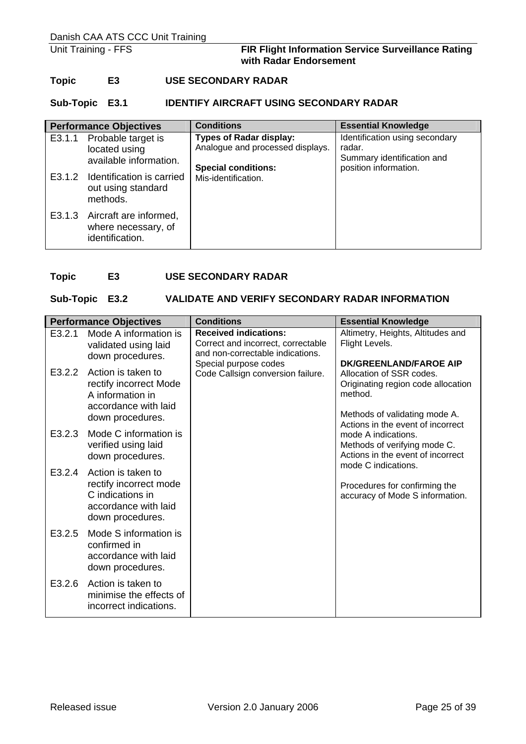**Topic E3 USE SECONDARY RADAR**

**Sub-Topic E3.1 IDENTIFY AIRCRAFT USING SECONDARY RADAR**

| Performance Objectives | Conditions | Essential Knowledge |
|---|---|---|
| E3.1.1 Probable target is located using available information.<br><br>E3.1.2 Identification is carried out using standard methods.<br><br>E3.1.3 Aircraft are informed, where necessary, of identification. | **Types of Radar display:**<br>Analogue and processed displays.<br><br>**Special conditions:**<br>Mis-identification. | Identification using secondary radar.<br>Summary identification and position information. |

**Topic E3 USE SECONDARY RADAR**

**Sub-Topic E3.2 VALIDATE AND VERIFY SECONDARY RADAR INFORMATION**

| Performance Objectives | Conditions | Essential Knowledge |
|---|---|---|
| E3.2.1 Mode A information is validated using laid down procedures.<br><br>E3.2.2 Action is taken to rectify incorrect Mode A information in accordance with laid down procedures.<br><br>E3.2.3 Mode C information is verified using laid down procedures.<br><br>E3.2.4 Action is taken to rectify incorrect mode C indications in accordance with laid down procedures.<br><br>E3.2.5 Mode S information is confirmed in accordance with laid down procedures.<br><br>E3.2.6 Action is taken to minimise the effects of incorrect indications. | **Received indications:**<br>Correct and incorrect, correctable and non-correctable indications.<br>Special purpose codes<br>Code Callsign conversion failure. | Altimetry, Heights, Altitudes and Flight Levels.<br><br>**DK/GREENLAND/FAROE AIP**<br>Allocation of SSR codes.<br>Originating region code allocation method.<br><br>Methods of validating mode A.<br>Actions in the event of incorrect mode A indications.<br>Methods of verifying mode C.<br>Actions in the event of incorrect mode C indications.<br><br>Procedures for confirming the accuracy of Mode S information. |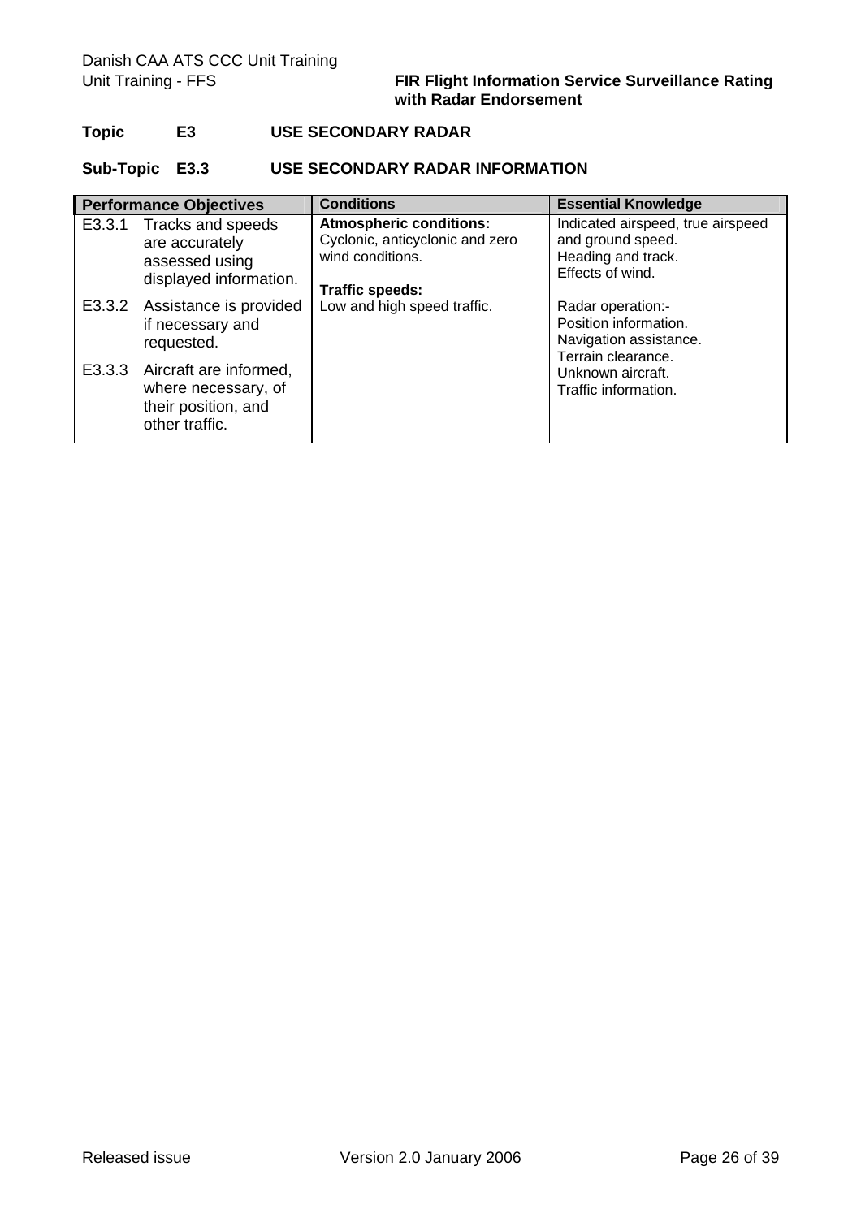**Topic E3 USE SECONDARY RADAR**

**Sub-Topic E3.3 USE SECONDARY RADAR INFORMATION**

| Performance Objectives | Conditions | Essential Knowledge |
|---|---|---|
| E3.3.1 Tracks and speeds are accurately assessed using displayed information.<br><br>E3.3.2 Assistance is provided if necessary and requested.<br><br>E3.3.3 Aircraft are informed, where necessary, of their position, and other traffic. | **Atmospheric conditions:**<br>Cyclonic, anticyclonic and zero wind conditions.<br><br>**Traffic speeds:**<br>Low and high speed traffic. | Indicated airspeed, true airspeed and ground speed.<br>Heading and track.<br>Effects of wind.<br><br>Radar operation:-<br>Position information.<br>Navigation assistance.<br>Terrain clearance.<br>Unknown aircraft.<br>Traffic information. |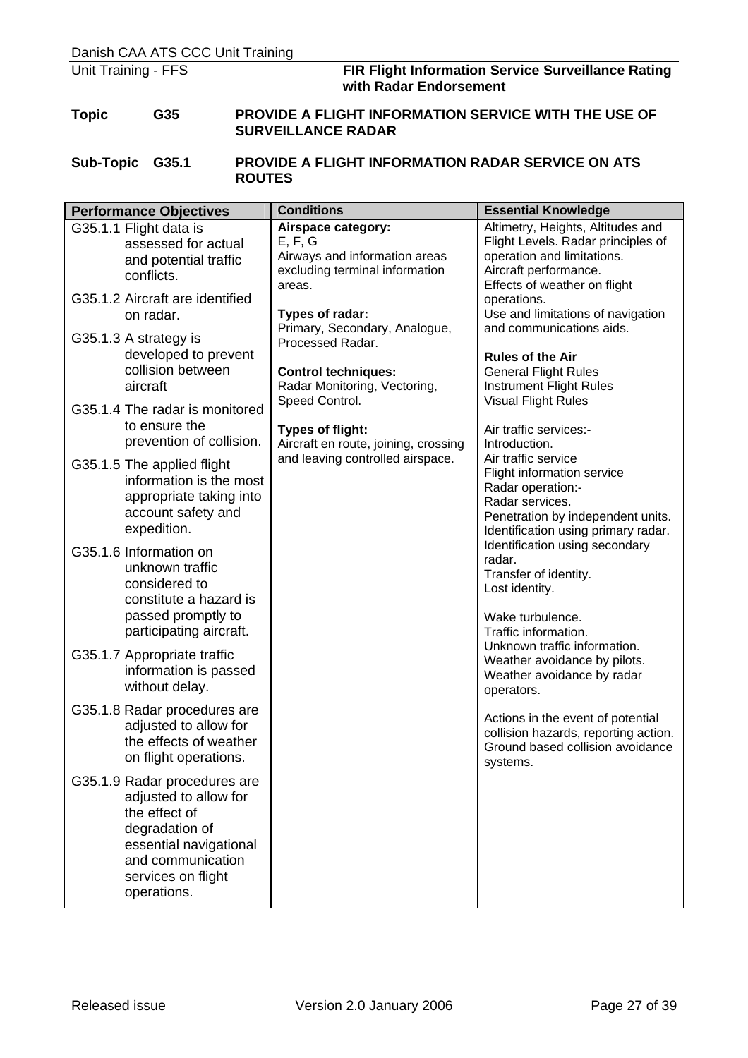Unit Training - FFS

**FIR Flight Information Service Surveillance Rating with Radar Endorsement**

**Topic G35 PROVIDE A FLIGHT INFORMATION SERVICE WITH THE USE OF SURVEILLANCE RADAR**

**Sub-Topic G35.1 PROVIDE A FLIGHT INFORMATION RADAR SERVICE ON ATS ROUTES**

| Performance Objectives | Conditions | Essential Knowledge |
|---|---|---|
| G35.1.1 Flight data is assessed for actual and potential traffic conflicts.<br><br>G35.1.2 Aircraft are identified on radar.<br><br>G35.1.3 A strategy is developed to prevent collision between aircraft<br><br>G35.1.4 The radar is monitored to ensure the prevention of collision.<br><br>G35.1.5 The applied flight information is the most appropriate taking into account safety and expedition.<br><br>G35.1.6 Information on unknown traffic considered to constitute a hazard is passed promptly to participating aircraft.<br><br>G35.1.7 Appropriate traffic information is passed without delay.<br><br>G35.1.8 Radar procedures are adjusted to allow for the effects of weather on flight operations.<br><br>G35.1.9 Radar procedures are adjusted to allow for the effect of degradation of essential navigational and communication services on flight operations. | **Airspace category:**<br>E, F, G<br>Airways and information areas excluding terminal information areas.<br><br>**Types of radar:**<br>Primary, Secondary, Analogue, Processed Radar.<br><br>**Control techniques:**<br>Radar Monitoring, Vectoring, Speed Control.<br><br>**Types of flight:**<br>Aircraft en route, joining, crossing and leaving controlled airspace. | Altimetry, Heights, Altitudes and Flight Levels. Radar principles of operation and limitations.<br>Aircraft performance.<br>Effects of weather on flight operations.<br>Use and limitations of navigation and communications aids.<br><br>**Rules of the Air**<br>General Flight Rules<br>Instrument Flight Rules<br>Visual Flight Rules<br><br>Air traffic services:-<br>Introduction.<br>Air traffic service<br>Flight information service<br>Radar operation:-<br>Radar services.<br>Penetration by independent units.<br>Identification using primary radar.<br>Identification using secondary radar.<br>Transfer of identity.<br>Lost identity.<br><br>Wake turbulence.<br>Traffic information.<br>Unknown traffic information.<br>Weather avoidance by pilots.<br>Weather avoidance by radar operators.<br><br>Actions in the event of potential collision hazards, reporting action.<br>Ground based collision avoidance systems. |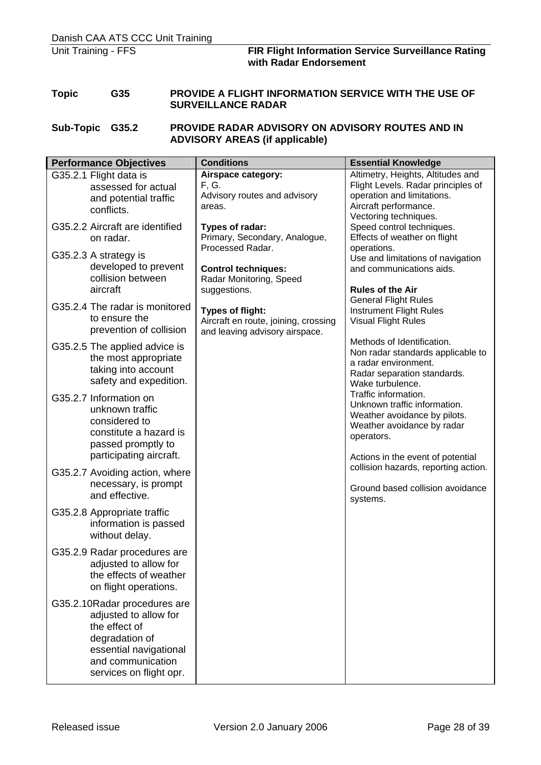**Topic G35 PROVIDE A FLIGHT INFORMATION SERVICE WITH THE USE OF SURVEILLANCE RADAR**

**Sub-Topic G35.2 PROVIDE RADAR ADVISORY ON ADVISORY ROUTES AND IN ADVISORY AREAS (if applicable)**

| Performance Objectives | Conditions | Essential Knowledge |
|---|---|---|
| G35.2.1 Flight data is assessed for actual and potential traffic conflicts.<br><br>G35.2.2 Aircraft are identified on radar.<br><br>G35.2.3 A strategy is developed to prevent collision between aircraft<br><br>G35.2.4 The radar is monitored to ensure the prevention of collision<br><br>G35.2.5 The applied advice is the most appropriate taking into account safety and expedition.<br><br>G35.2.7 Information on unknown traffic considered to constitute a hazard is passed promptly to participating aircraft.<br><br>G35.2.7 Avoiding action, where necessary, is prompt and effective.<br><br>G35.2.8 Appropriate traffic information is passed without delay.<br><br>G35.2.9 Radar procedures are adjusted to allow for the effects of weather on flight operations.<br><br>G35.2.10 Radar procedures are adjusted to allow for the effect of degradation of essential navigational and communication services on flight opr. | **Airspace category:**<br>F, G.<br>Advisory routes and advisory areas.<br><br>**Types of radar:**<br>Primary, Secondary, Analogue, Processed Radar.<br><br>**Control techniques:**<br>Radar Monitoring, Speed suggestions.<br><br>**Types of flight:**<br>Aircraft en route, joining, crossing and leaving advisory airspace. | Altimetry, Heights, Altitudes and Flight Levels. Radar principles of operation and limitations.<br>Aircraft performance.<br>Vectoring techniques.<br>Speed control techniques.<br>Effects of weather on flight operations.<br>Use and limitations of navigation and communications aids.<br><br>**Rules of the Air**<br>General Flight Rules<br>Instrument Flight Rules<br>Visual Flight Rules<br><br>Methods of Identification.<br>Non radar standards applicable to a radar environment.<br>Radar separation standards.<br>Wake turbulence.<br>Traffic information.<br>Unknown traffic information.<br>Weather avoidance by pilots.<br>Weather avoidance by radar operators.<br><br>Actions in the event of potential collision hazards, reporting action.<br><br>Ground based collision avoidance systems. |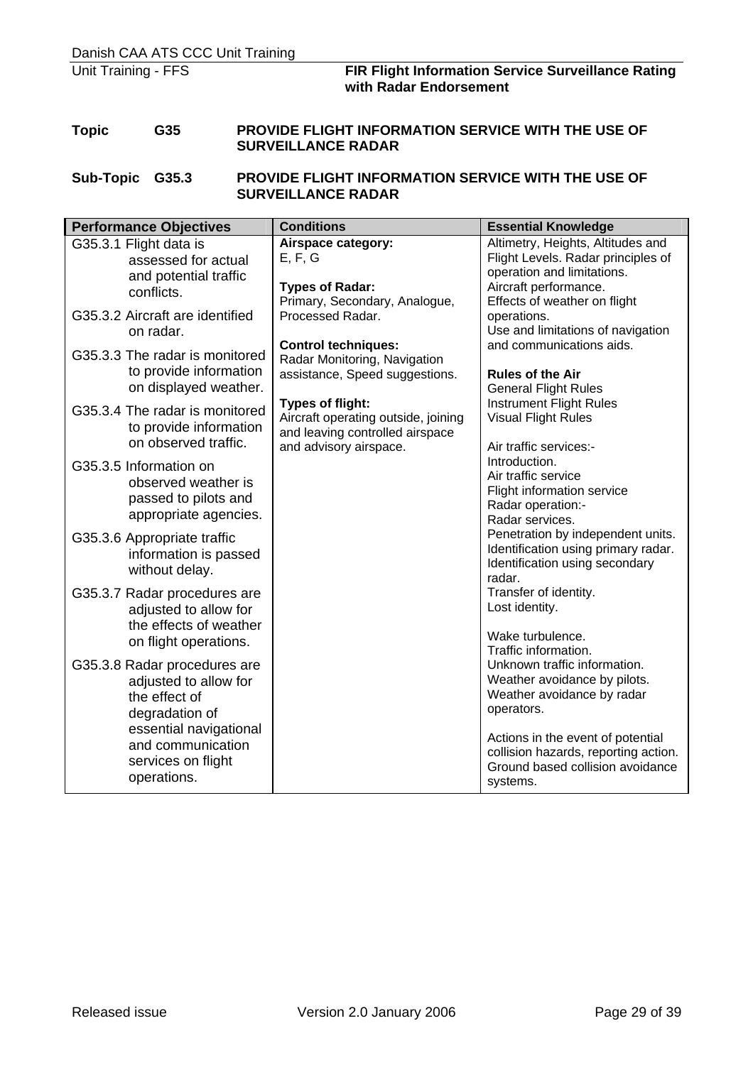**Topic G35 PROVIDE FLIGHT INFORMATION SERVICE WITH THE USE OF SURVEILLANCE RADAR**

**Sub-Topic G35.3 PROVIDE FLIGHT INFORMATION SERVICE WITH THE USE OF SURVEILLANCE RADAR**

| Performance Objectives | Conditions | Essential Knowledge |
|---|---|---|
| G35.3.1 Flight data is assessed for actual and potential traffic conflicts.<br><br>G35.3.2 Aircraft are identified on radar.<br><br>G35.3.3 The radar is monitored to provide information on displayed weather.<br><br>G35.3.4 The radar is monitored to provide information on observed traffic.<br><br>G35.3.5 Information on observed weather is passed to pilots and appropriate agencies.<br><br>G35.3.6 Appropriate traffic information is passed without delay.<br><br>G35.3.7 Radar procedures are adjusted to allow for the effects of weather on flight operations.<br><br>G35.3.8 Radar procedures are adjusted to allow for the effect of degradation of essential navigational and communication services on flight operations. | **Airspace category:**<br>E, F, G<br><br>**Types of Radar:**<br>Primary, Secondary, Analogue, Processed Radar.<br><br>**Control techniques:**<br>Radar Monitoring, Navigation assistance, Speed suggestions.<br><br>**Types of flight:**<br>Aircraft operating outside, joining and leaving controlled airspace and advisory airspace. | Altimetry, Heights, Altitudes and Flight Levels. Radar principles of operation and limitations.<br>Aircraft performance.<br>Effects of weather on flight operations.<br>Use and limitations of navigation and communications aids.<br><br>**Rules of the Air**<br>General Flight Rules<br>Instrument Flight Rules<br>Visual Flight Rules<br><br>Air traffic services:-<br>Introduction.<br>Air traffic service<br>Flight information service<br>Radar operation:-<br>Radar services.<br>Penetration by independent units.<br>Identification using primary radar.<br>Identification using secondary radar.<br>Transfer of identity.<br>Lost identity.<br><br>Wake turbulence.<br>Traffic information.<br>Unknown traffic information.<br>Weather avoidance by pilots.<br>Weather avoidance by radar operators.<br><br>Actions in the event of potential collision hazards, reporting action.<br>Ground based collision avoidance systems. |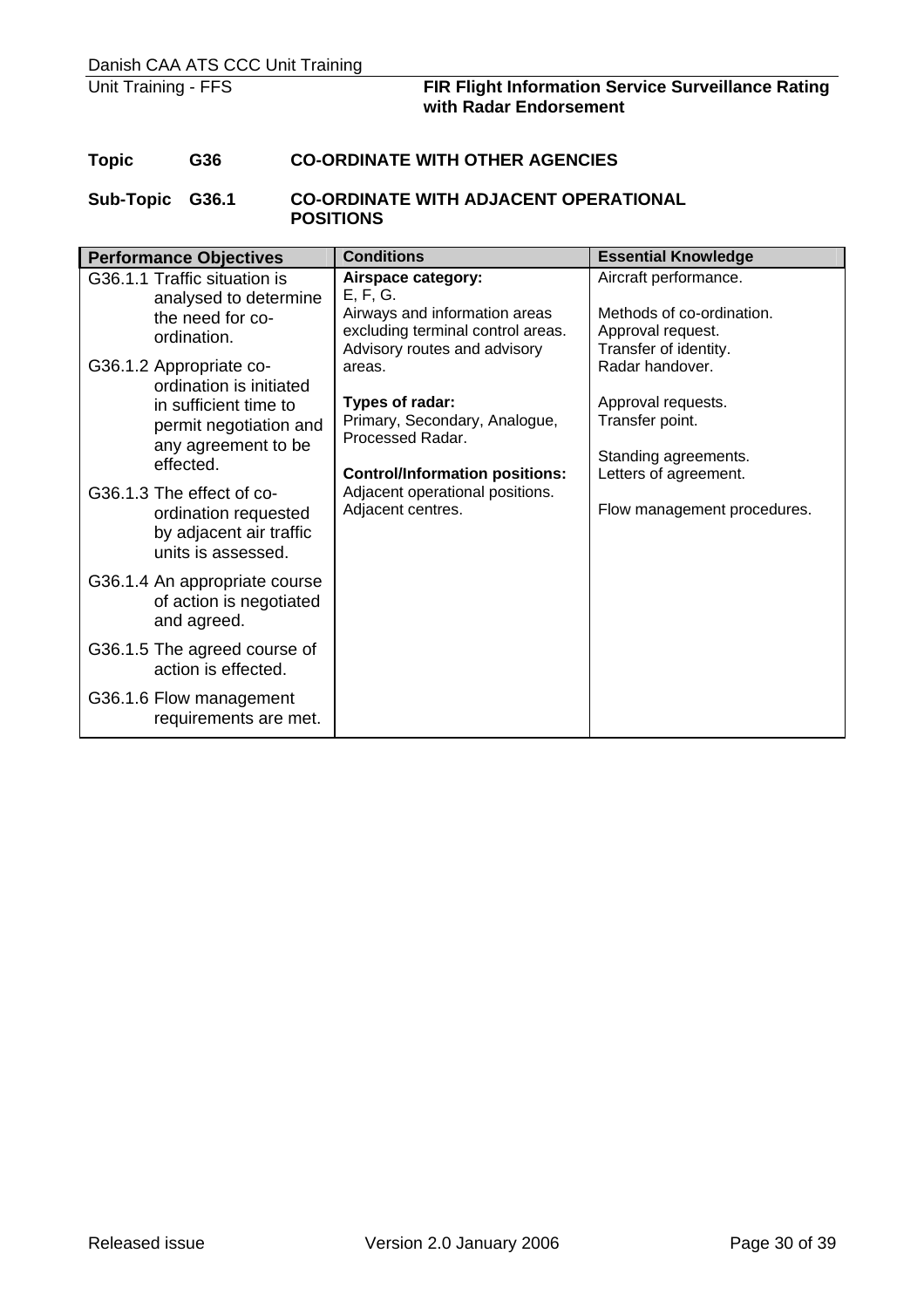**Topic G36 CO-ORDINATE WITH OTHER AGENCIES**

**Sub-Topic G36.1 CO-ORDINATE WITH ADJACENT OPERATIONAL POSITIONS**

| Performance Objectives | Conditions | Essential Knowledge |
|---|---|---|
| G36.1.1 Traffic situation is analysed to determine the need for co-ordination.<br><br>G36.1.2 Appropriate co-ordination is initiated in sufficient time to permit negotiation and any agreement to be effected.<br><br>G36.1.3 The effect of co-ordination requested by adjacent air traffic units is assessed.<br><br>G36.1.4 An appropriate course of action is negotiated and agreed.<br><br>G36.1.5 The agreed course of action is effected.<br><br>G36.1.6 Flow management requirements are met. | **Airspace category:**<br>E, F, G.<br>Airways and information areas excluding terminal control areas.<br>Advisory routes and advisory areas.<br><br>**Types of radar:**<br>Primary, Secondary, Analogue, Processed Radar.<br><br>**Control/Information positions:**<br>Adjacent operational positions.<br>Adjacent centres. | Aircraft performance.<br><br>Methods of co-ordination.<br>Approval request.<br>Transfer of identity.<br>Radar handover.<br><br>Approval requests.<br>Transfer point.<br><br>Standing agreements.<br>Letters of agreement.<br><br>Flow management procedures. |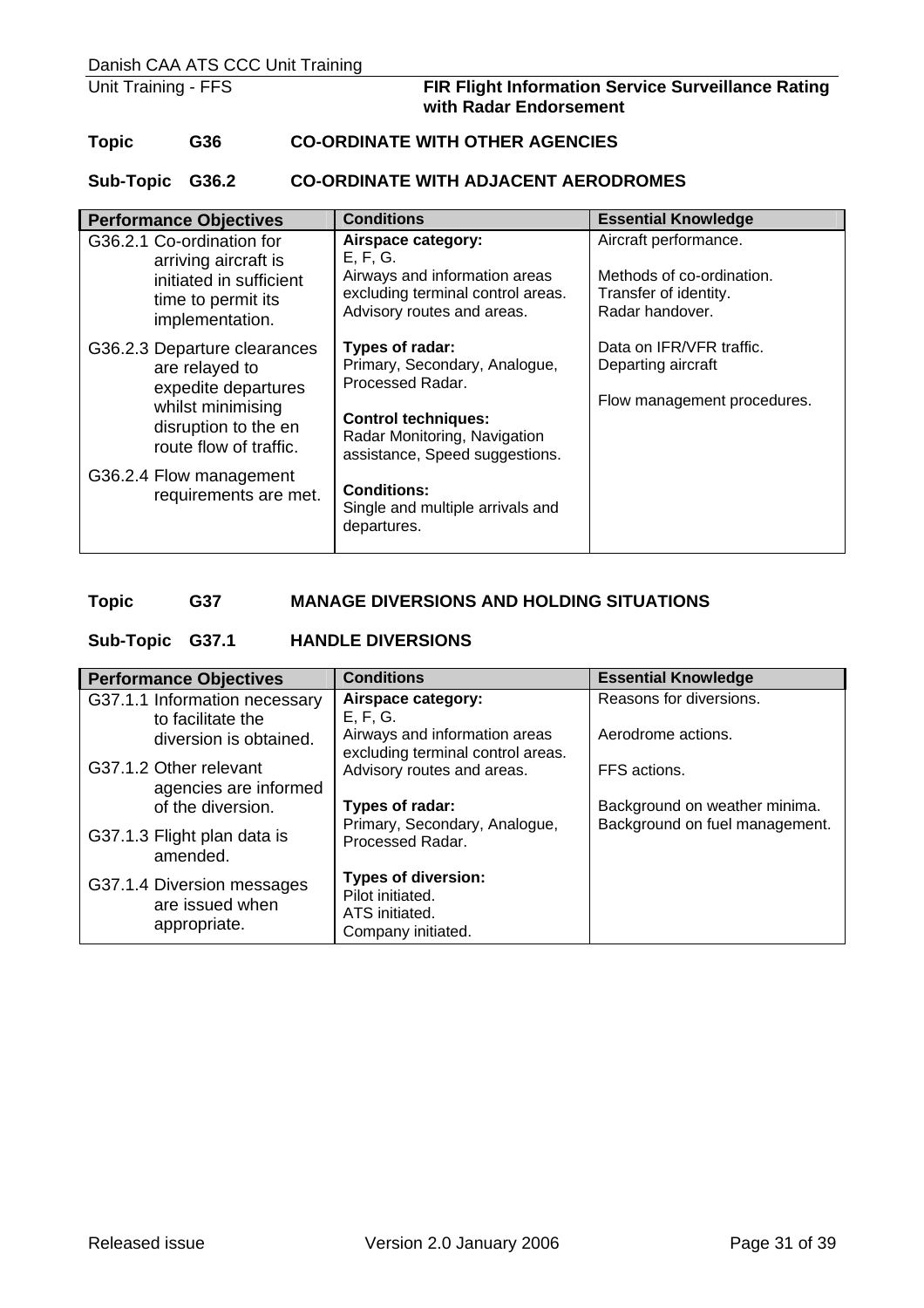**Topic G36 CO-ORDINATE WITH OTHER AGENCIES**

**Sub-Topic G36.2 CO-ORDINATE WITH ADJACENT AERODROMES**

| Performance Objectives | Conditions | Essential Knowledge |
|---|---|---|
| G36.2.1 Co-ordination for arriving aircraft is initiated in sufficient time to permit its implementation.<br><br>G36.2.3 Departure clearances are relayed to expedite departures whilst minimising disruption to the en route flow of traffic.<br><br>G36.2.4 Flow management requirements are met. | **Airspace category:**<br>E, F, G.<br>Airways and information areas excluding terminal control areas.<br>Advisory routes and areas.<br><br>**Types of radar:**<br>Primary, Secondary, Analogue, Processed Radar.<br><br>**Control techniques:**<br>Radar Monitoring, Navigation assistance, Speed suggestions.<br><br>**Conditions:**<br>Single and multiple arrivals and departures. | Aircraft performance.<br><br>Methods of co-ordination.<br>Transfer of identity.<br>Radar handover.<br><br>Data on IFR/VFR traffic.<br>Departing aircraft<br><br>Flow management procedures. |

**Topic G37 MANAGE DIVERSIONS AND HOLDING SITUATIONS**

**Sub-Topic G37.1 HANDLE DIVERSIONS**

| Performance Objectives | Conditions | Essential Knowledge |
|---|---|---|
| G37.1.1 Information necessary to facilitate the diversion is obtained.<br><br>G37.1.2 Other relevant agencies are informed of the diversion.<br><br>G37.1.3 Flight plan data is amended.<br><br>G37.1.4 Diversion messages are issued when appropriate. | **Airspace category:**<br>E, F, G.<br>Airways and information areas excluding terminal control areas.<br>Advisory routes and areas.<br><br>**Types of radar:**<br>Primary, Secondary, Analogue, Processed Radar.<br><br>**Types of diversion:**<br>Pilot initiated.<br>ATS initiated.<br>Company initiated. | Reasons for diversions.<br><br>Aerodrome actions.<br><br>FFS actions.<br><br>Background on weather minima.<br>Background on fuel management. |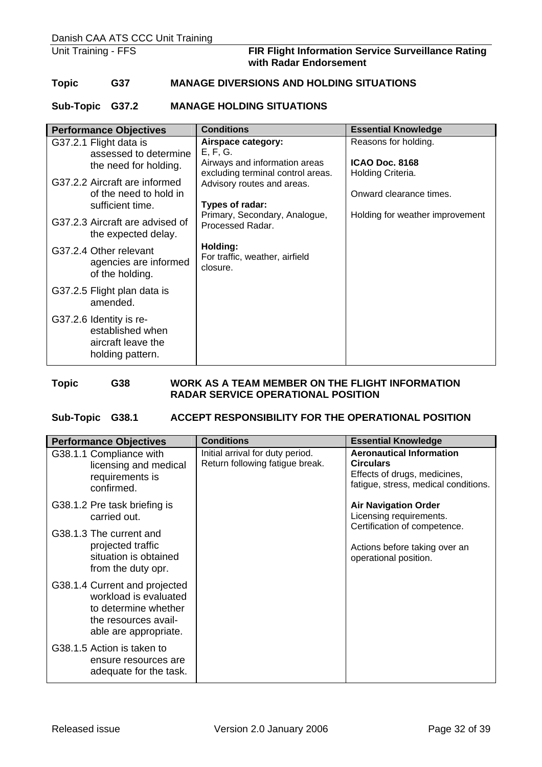**Topic G37 MANAGE DIVERSIONS AND HOLDING SITUATIONS**

**Sub-Topic G37.2 MANAGE HOLDING SITUATIONS**

| Performance Objectives | Conditions | Essential Knowledge |
|---|---|---|
| G37.2.1 Flight data is assessed to determine the need for holding.<br><br>G37.2.2 Aircraft are informed of the need to hold in sufficient time.<br><br>G37.2.3 Aircraft are advised of the expected delay.<br><br>G37.2.4 Other relevant agencies are informed of the holding.<br><br>G37.2.5 Flight plan data is amended.<br><br>G37.2.6 Identity is re-established when aircraft leave the holding pattern. | **Airspace category:**<br>E, F, G.<br>Airways and information areas excluding terminal control areas.<br>Advisory routes and areas.<br><br>**Types of radar:**<br>Primary, Secondary, Analogue, Processed Radar.<br><br>**Holding:**<br>For traffic, weather, airfield closure. | Reasons for holding.<br><br>**ICAO Doc. 8168**<br>Holding Criteria.<br><br>Onward clearance times.<br><br>Holding for weather improvement |

**Topic G38 WORK AS A TEAM MEMBER ON THE FLIGHT INFORMATION RADAR SERVICE OPERATIONAL POSITION**

**Sub-Topic G38.1 ACCEPT RESPONSIBILITY FOR THE OPERATIONAL POSITION**

| Performance Objectives | Conditions | Essential Knowledge |
|---|---|---|
| G38.1.1 Compliance with licensing and medical requirements is confirmed.<br><br>G38.1.2 Pre task briefing is carried out.<br><br>G38.1.3 The current and projected traffic situation is obtained from the duty opr.<br><br>G38.1.4 Current and projected workload is evaluated to determine whether the resources available are appropriate.<br><br>G38.1.5 Action is taken to ensure resources are adequate for the task. | Initial arrival for duty period.<br>Return following fatigue break. | **Aeronautical Information Circulars**<br>Effects of drugs, medicines, fatigue, stress, medical conditions.<br><br>**Air Navigation Order**<br>Licensing requirements.<br>Certification of competence.<br><br>Actions before taking over an operational position. |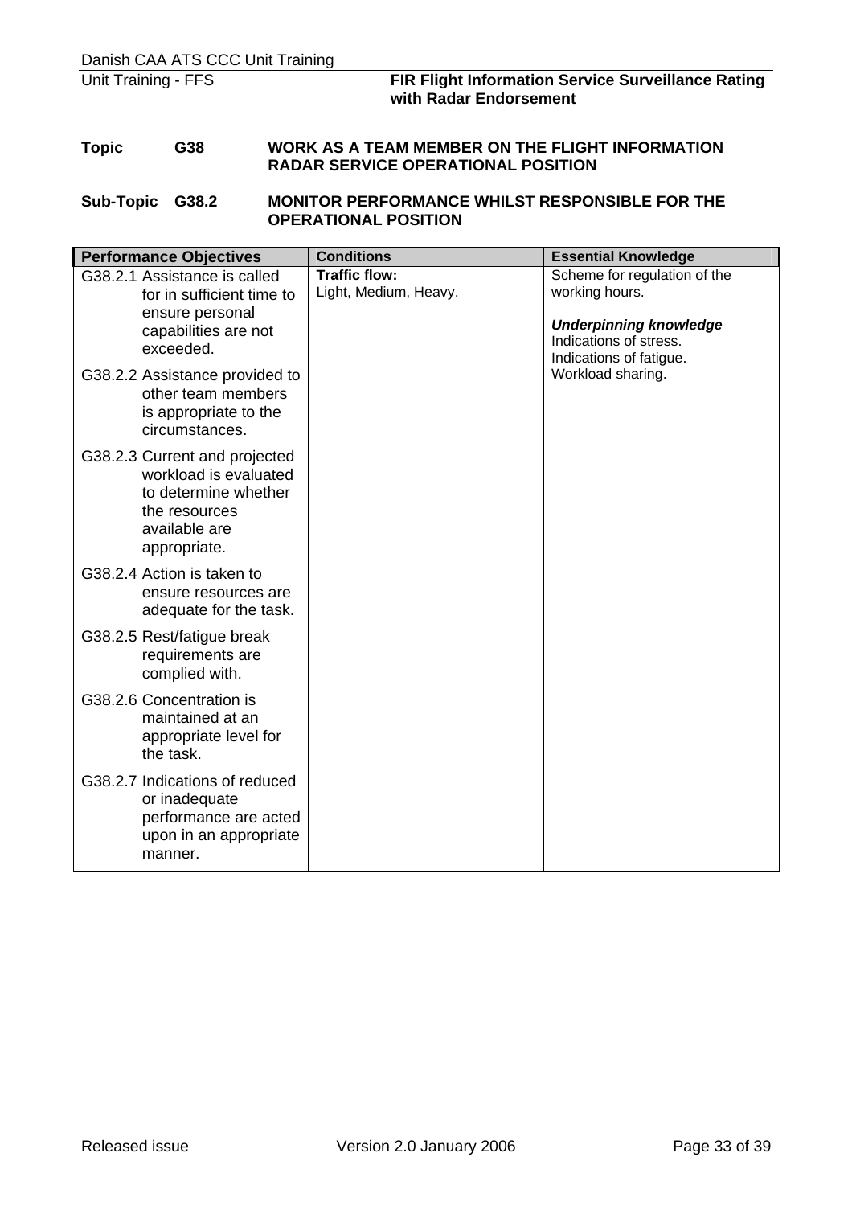**Topic G38 WORK AS A TEAM MEMBER ON THE FLIGHT INFORMATION RADAR SERVICE OPERATIONAL POSITION**

**Sub-Topic G38.2 MONITOR PERFORMANCE WHILST RESPONSIBLE FOR THE OPERATIONAL POSITION**

| Performance Objectives | Conditions | Essential Knowledge |
|---|---|---|
| G38.2.1 Assistance is called for in sufficient time to ensure personal capabilities are not exceeded.<br><br>G38.2.2 Assistance provided to other team members is appropriate to the circumstances.<br><br>G38.2.3 Current and projected workload is evaluated to determine whether the resources available are appropriate.<br><br>G38.2.4 Action is taken to ensure resources are adequate for the task.<br><br>G38.2.5 Rest/fatigue break requirements are complied with.<br><br>G38.2.6 Concentration is maintained at an appropriate level for the task.<br><br>G38.2.7 Indications of reduced or inadequate performance are acted upon in an appropriate manner. | **Traffic flow:**<br>Light, Medium, Heavy. | Scheme for regulation of the working hours.<br><br>***Underpinning knowledge***<br>Indications of stress.<br>Indications of fatigue.<br>Workload sharing. |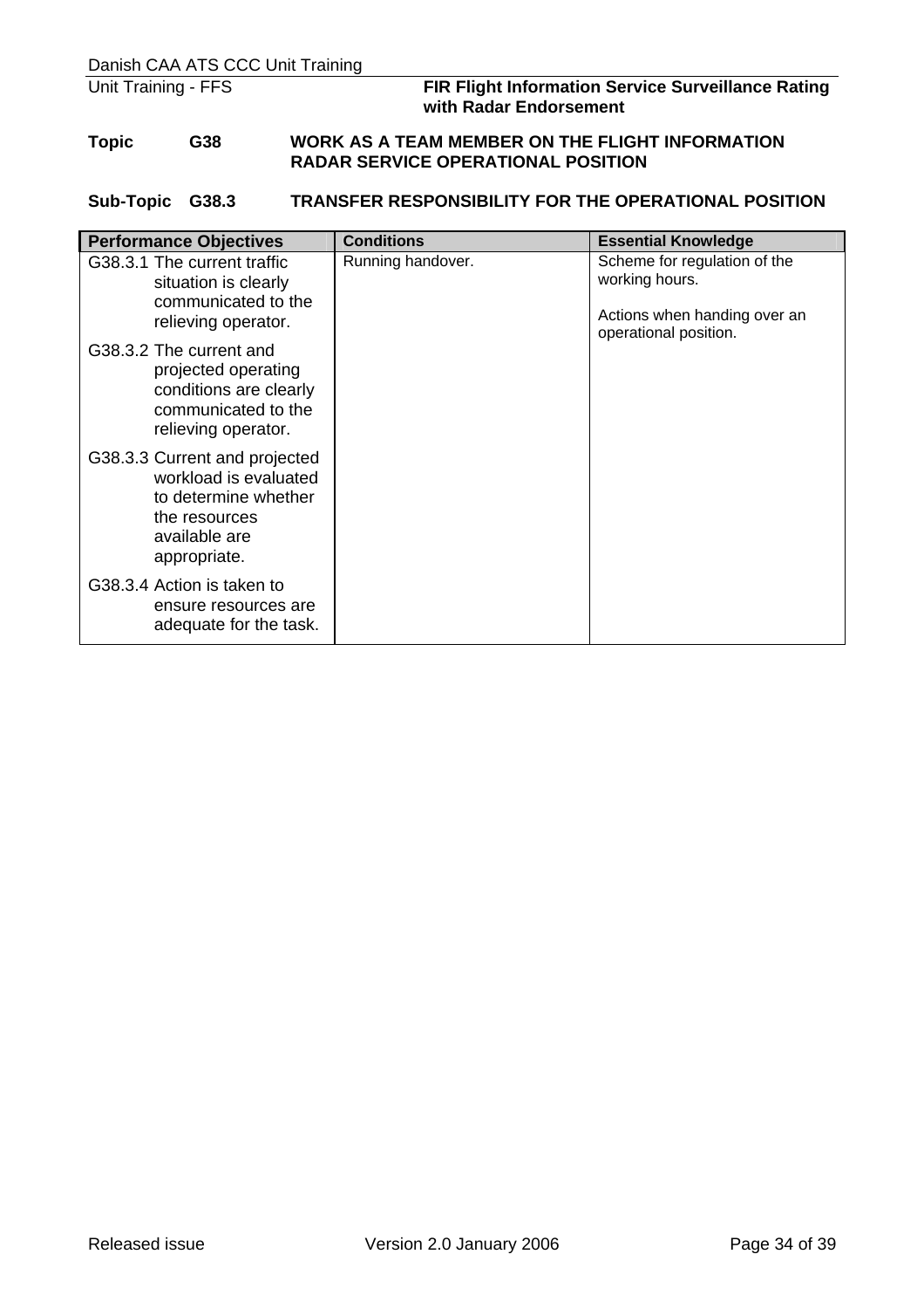**Topic G38 WORK AS A TEAM MEMBER ON THE FLIGHT INFORMATION RADAR SERVICE OPERATIONAL POSITION**

**Sub-Topic G38.3 TRANSFER RESPONSIBILITY FOR THE OPERATIONAL POSITION**

| Performance Objectives | Conditions | Essential Knowledge |
|---|---|---|
| G38.3.1 The current traffic situation is clearly communicated to the relieving operator.<br><br>G38.3.2 The current and projected operating conditions are clearly communicated to the relieving operator.<br><br>G38.3.3 Current and projected workload is evaluated to determine whether the resources available are appropriate.<br><br>G38.3.4 Action is taken to ensure resources are adequate for the task. | Running handover. | Scheme for regulation of the working hours.<br><br>Actions when handing over an operational position. |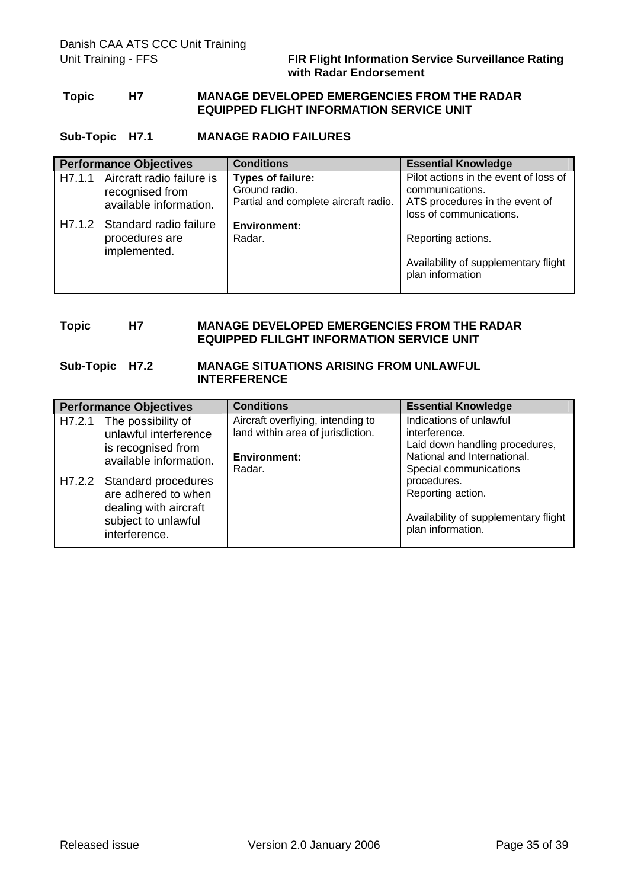**Topic H7 MANAGE DEVELOPED EMERGENCIES FROM THE RADAR EQUIPPED FLIGHT INFORMATION SERVICE UNIT**

**Sub-Topic H7.1 MANAGE RADIO FAILURES**

| Performance Objectives | Conditions | Essential Knowledge |
|---|---|---|
| H7.1.1 Aircraft radio failure is recognised from available information.<br><br>H7.1.2 Standard radio failure procedures are implemented. | **Types of failure:**<br>Ground radio.<br>Partial and complete aircraft radio.<br><br>**Environment:**<br>Radar. | Pilot actions in the event of loss of communications.<br>ATS procedures in the event of loss of communications.<br><br>Reporting actions.<br><br>Availability of supplementary flight plan information |

**Topic H7 MANAGE DEVELOPED EMERGENCIES FROM THE RADAR EQUIPPED FLILGHT INFORMATION SERVICE UNIT**

**Sub-Topic H7.2 MANAGE SITUATIONS ARISING FROM UNLAWFUL INTERFERENCE**

| Performance Objectives | Conditions | Essential Knowledge |
|---|---|---|
| H7.2.1 The possibility of unlawful interference is recognised from available information.<br><br>H7.2.2 Standard procedures are adhered to when dealing with aircraft subject to unlawful interference. | Aircraft overflying, intending to land within area of jurisdiction.<br><br>**Environment:**<br>Radar. | Indications of unlawful interference.<br>Laid down handling procedures, National and International.<br>Special communications procedures.<br>Reporting action.<br><br>Availability of supplementary flight plan information. |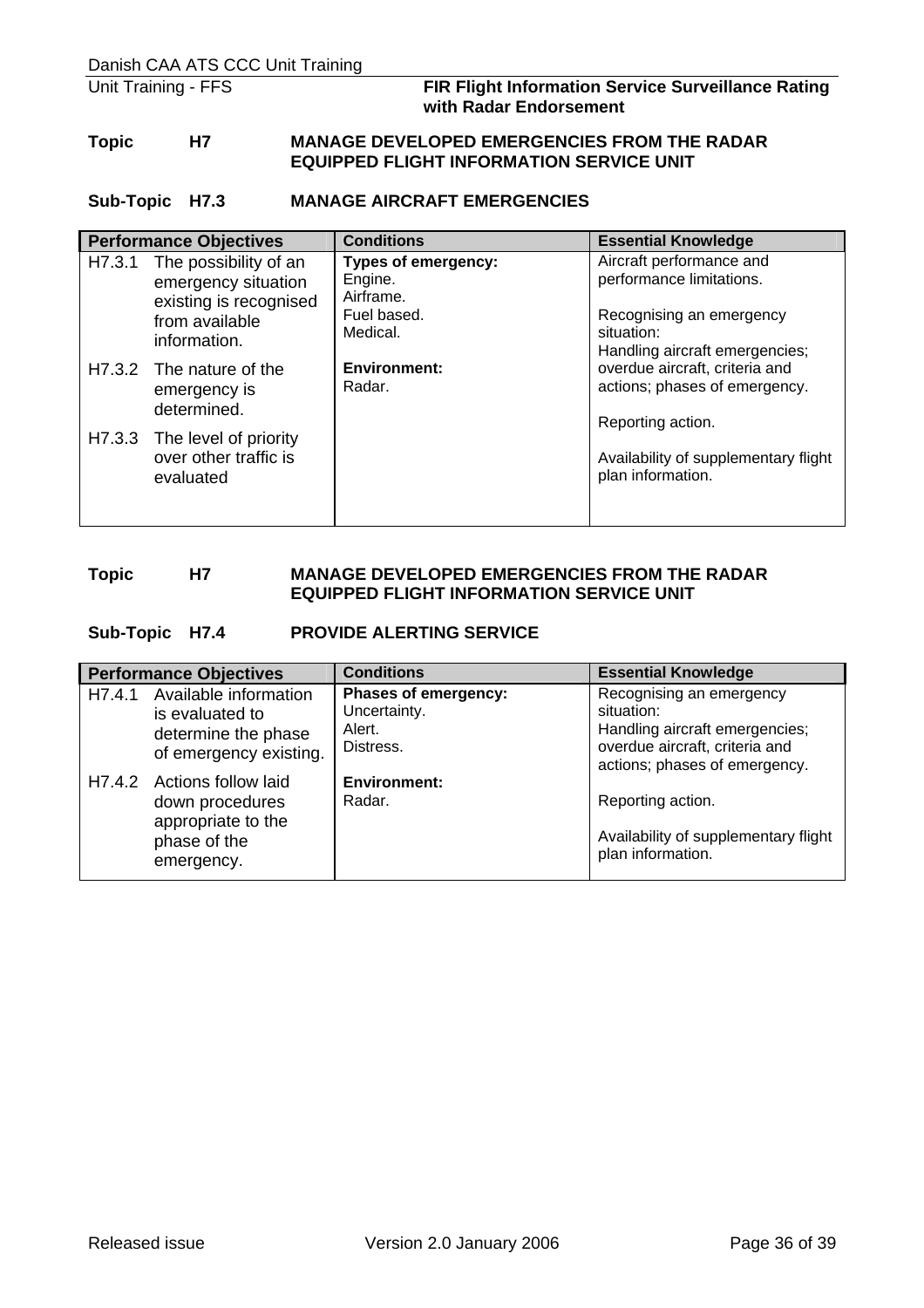**Topic H7 MANAGE DEVELOPED EMERGENCIES FROM THE RADAR EQUIPPED FLIGHT INFORMATION SERVICE UNIT**

**Sub-Topic H7.3 MANAGE AIRCRAFT EMERGENCIES**

| Performance Objectives | Conditions | Essential Knowledge |
|---|---|---|
| H7.3.1 The possibility of an emergency situation existing is recognised from available information.<br><br>H7.3.2 The nature of the emergency is determined.<br><br>H7.3.3 The level of priority over other traffic is evaluated | **Types of emergency:**<br>Engine.<br>Airframe.<br>Fuel based.<br>Medical.<br><br>**Environment:**<br>Radar. | Aircraft performance and performance limitations.<br><br>Recognising an emergency situation:<br>Handling aircraft emergencies; overdue aircraft, criteria and actions; phases of emergency.<br><br>Reporting action.<br><br>Availability of supplementary flight plan information. |

**Topic H7 MANAGE DEVELOPED EMERGENCIES FROM THE RADAR EQUIPPED FLIGHT INFORMATION SERVICE UNIT**

**Sub-Topic H7.4 PROVIDE ALERTING SERVICE**

| Performance Objectives | Conditions | Essential Knowledge |
|---|---|---|
| H7.4.1 Available information is evaluated to determine the phase of emergency existing.<br><br>H7.4.2 Actions follow laid down procedures appropriate to the phase of the emergency. | **Phases of emergency:**<br>Uncertainty.<br>Alert.<br>Distress.<br><br>**Environment:**<br>Radar. | Recognising an emergency situation:<br>Handling aircraft emergencies; overdue aircraft, criteria and actions; phases of emergency.<br><br>Reporting action.<br><br>Availability of supplementary flight plan information. |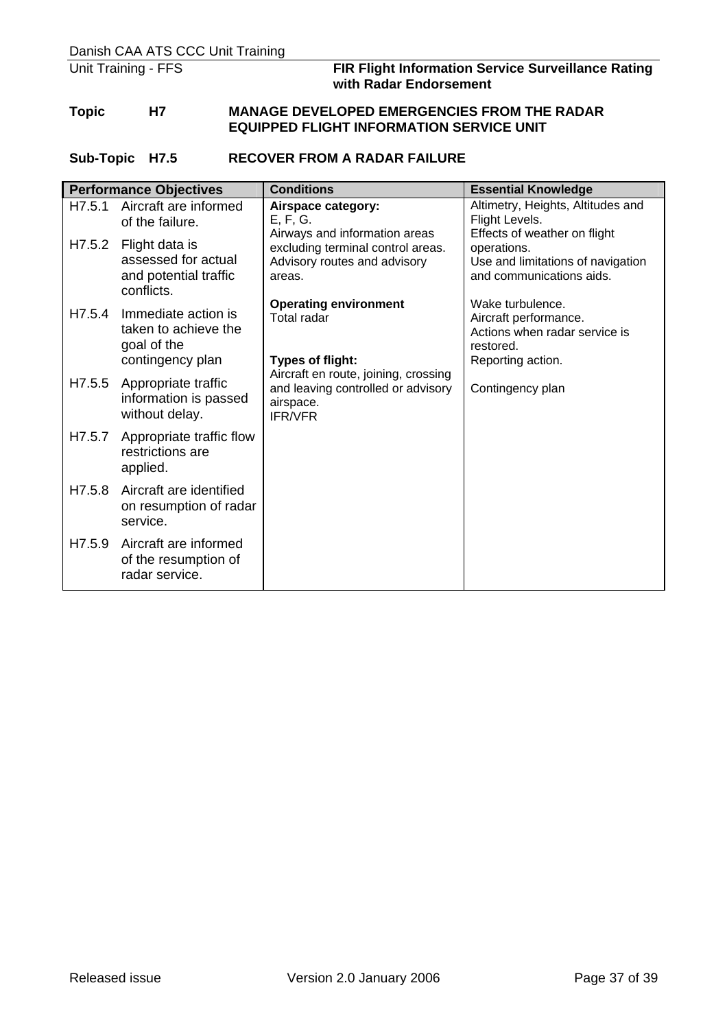**Topic H7 MANAGE DEVELOPED EMERGENCIES FROM THE RADAR EQUIPPED FLIGHT INFORMATION SERVICE UNIT**

**Sub-Topic H7.5 RECOVER FROM A RADAR FAILURE**

| Performance Objectives | Conditions | Essential Knowledge |
|---|---|---|
| H7.5.1 Aircraft are informed of the failure.<br><br>H7.5.2 Flight data is assessed for actual and potential traffic conflicts.<br><br>H7.5.4 Immediate action is taken to achieve the goal of the contingency plan<br><br>H7.5.5 Appropriate traffic information is passed without delay.<br><br>H7.5.7 Appropriate traffic flow restrictions are applied.<br><br>H7.5.8 Aircraft are identified on resumption of radar service.<br><br>H7.5.9 Aircraft are informed of the resumption of radar service. | **Airspace category:**<br>E, F, G.<br>Airways and information areas excluding terminal control areas.<br>Advisory routes and advisory areas.<br><br>**Operating environment**<br>Total radar<br><br>**Types of flight:**<br>Aircraft en route, joining, crossing and leaving controlled or advisory airspace.<br>IFR/VFR | Altimetry, Heights, Altitudes and Flight Levels.<br>Effects of weather on flight operations.<br>Use and limitations of navigation and communications aids.<br><br>Wake turbulence.<br>Aircraft performance.<br>Actions when radar service is restored.<br>Reporting action.<br><br>Contingency plan |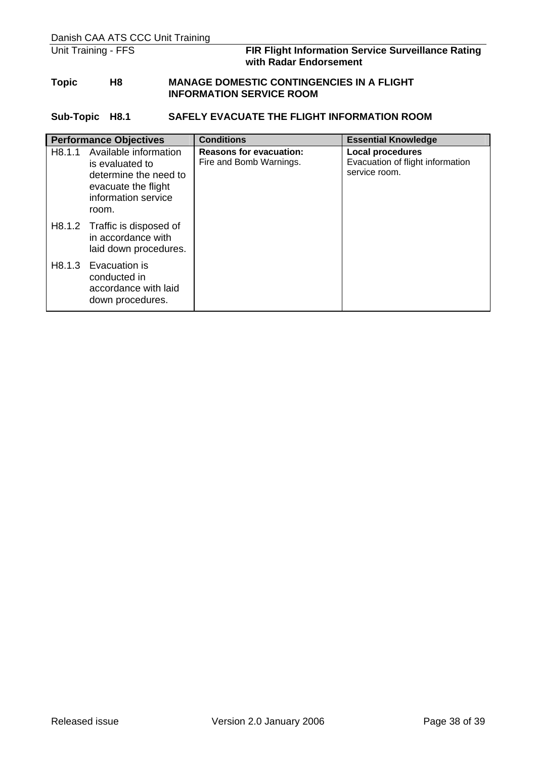**Topic H8 MANAGE DOMESTIC CONTINGENCIES IN A FLIGHT INFORMATION SERVICE ROOM**

**Sub-Topic H8.1 SAFELY EVACUATE THE FLIGHT INFORMATION ROOM**

| Performance Objectives | Conditions | Essential Knowledge |
|---|---|---|
| H8.1.1 Available information is evaluated to determine the need to evacuate the flight information service room.<br><br>H8.1.2 Traffic is disposed of in accordance with laid down procedures.<br><br>H8.1.3 Evacuation is conducted in accordance with laid down procedures. | **Reasons for evacuation:**<br>Fire and Bomb Warnings. | **Local procedures**<br>Evacuation of flight information service room. |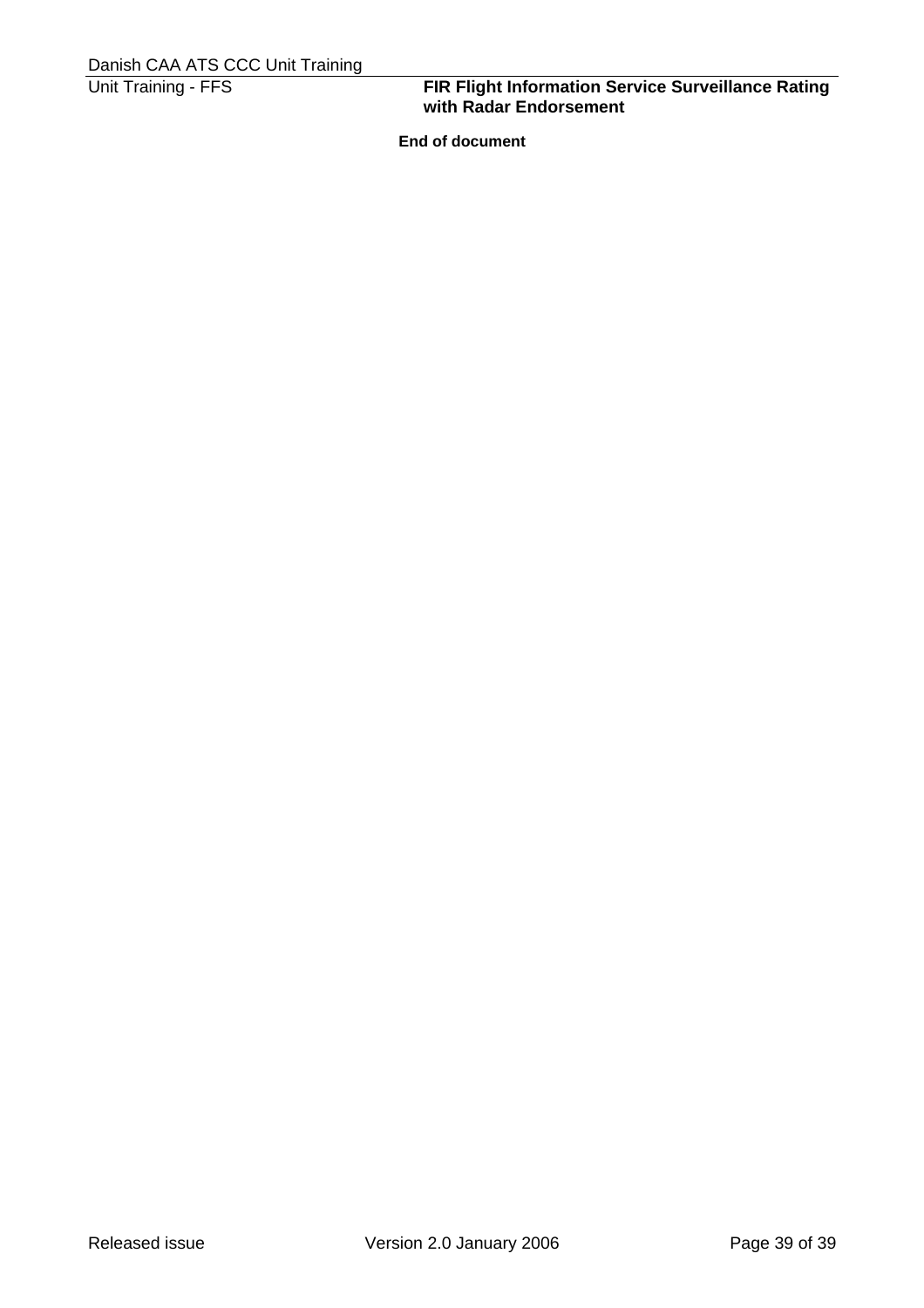**End of document**